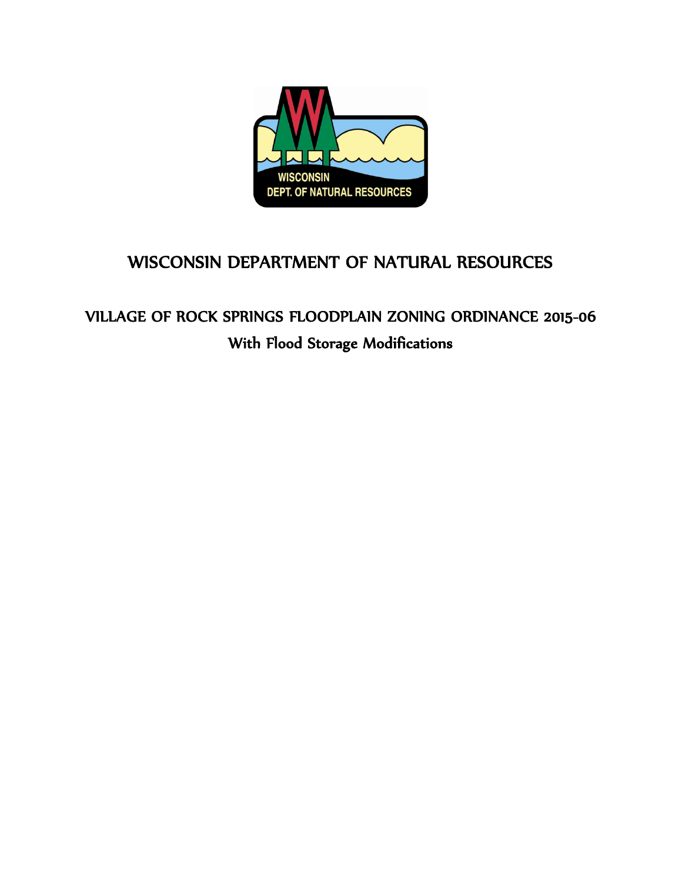# WISCONSIN DEPARTMENT OF NATURAL RESOURCES

## VILLAGE OF ROCK SPRINGS FLOODPLAIN ZONING ORDINANCE 2015-06

## With Flood Storage Modifications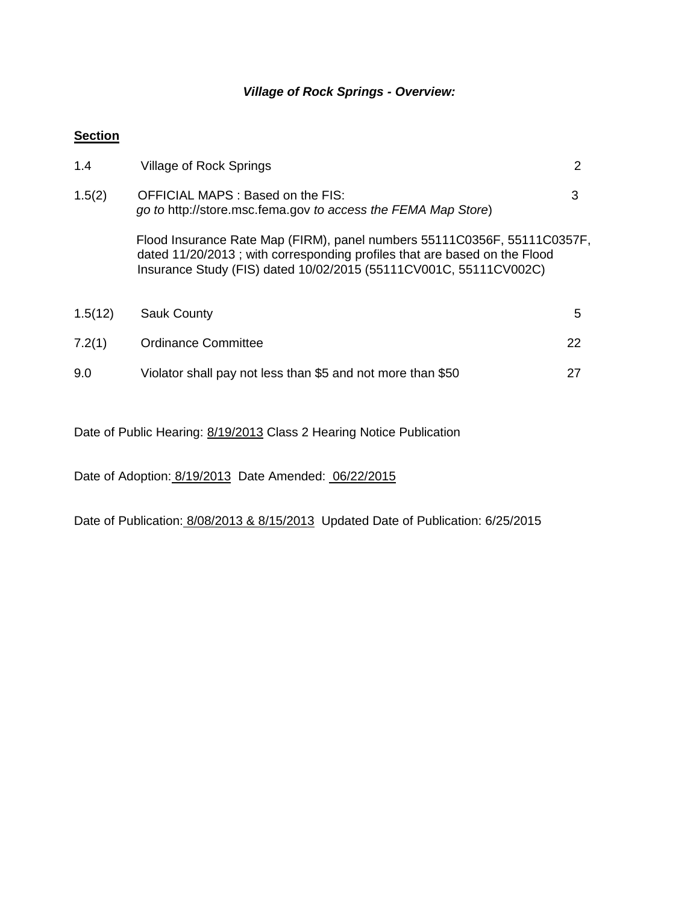***Village of Rock Springs - Overview:***

**Section**

| | | |
|---|---|---|
| 1.4 | Village of Rock Springs | 2 |
| 1.5(2) | OFFICIAL MAPS : Based on the FIS: *go to* http://store.msc.fema.gov *to access the FEMA Map Store*)<br><br>Flood Insurance Rate Map (FIRM), panel numbers 55111C0356F, 55111C0357F, dated 11/20/2013 ; with corresponding profiles that are based on the Flood Insurance Study (FIS) dated 10/02/2015 (55111CV001C, 55111CV002C) | 3 |
| 1.5(12) | Sauk County | 5 |
| 7.2(1) | Ordinance Committee | 22 |
| 9.0 | Violator shall pay not less than $5 and not more than $50 | 27 |

Date of Public Hearing: 8/19/2013 Class 2 Hearing Notice Publication

Date of Adoption: 8/19/2013 Date Amended: 06/22/2015

Date of Publication: 8/08/2013 & 8/15/2013 Updated Date of Publication: 6/25/2015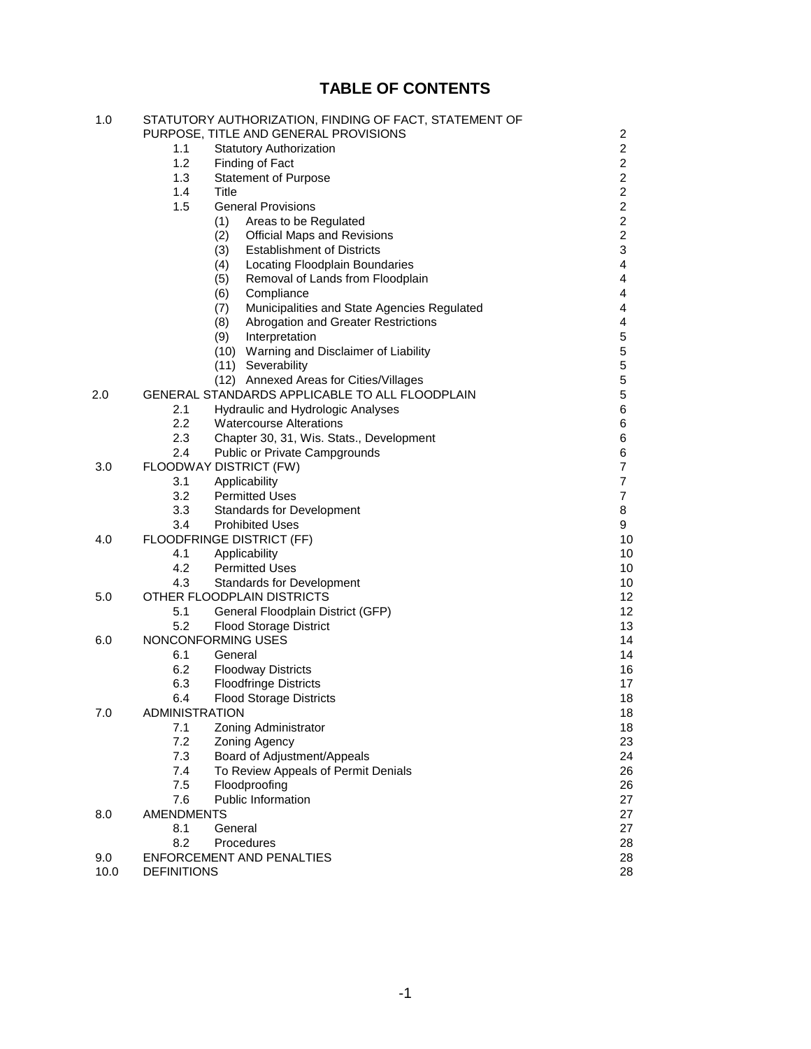# TABLE OF CONTENTS

| | | |
|---|---|---|
| 1.0 | STATUTORY AUTHORIZATION, FINDING OF FACT, STATEMENT OF PURPOSE, TITLE AND GENERAL PROVISIONS | 2 |
| | 1.1 Statutory Authorization | 2 |
| | 1.2 Finding of Fact | 2 |
| | 1.3 Statement of Purpose | 2 |
| | 1.4 Title | 2 |
| | 1.5 General Provisions | 2 |
| | (1) Areas to be Regulated | 2 |
| | (2) Official Maps and Revisions | 2 |
| | (3) Establishment of Districts | 3 |
| | (4) Locating Floodplain Boundaries | 4 |
| | (5) Removal of Lands from Floodplain | 4 |
| | (6) Compliance | 4 |
| | (7) Municipalities and State Agencies Regulated | 4 |
| | (8) Abrogation and Greater Restrictions | 4 |
| | (9) Interpretation | 5 |
| | (10) Warning and Disclaimer of Liability | 5 |
| | (11) Severability | 5 |
| | (12) Annexed Areas for Cities/Villages | 5 |
| 2.0 | GENERAL STANDARDS APPLICABLE TO ALL FLOODPLAIN | 5 |
| | 2.1 Hydraulic and Hydrologic Analyses | 6 |
| | 2.2 Watercourse Alterations | 6 |
| | 2.3 Chapter 30, 31, Wis. Stats., Development | 6 |
| | 2.4 Public or Private Campgrounds | 6 |
| 3.0 | FLOODWAY DISTRICT (FW) | 7 |
| | 3.1 Applicability | 7 |
| | 3.2 Permitted Uses | 7 |
| | 3.3 Standards for Development | 8 |
| | 3.4 Prohibited Uses | 9 |
| 4.0 | FLOODFRINGE DISTRICT (FF) | 10 |
| | 4.1 Applicability | 10 |
| | 4.2 Permitted Uses | 10 |
| | 4.3 Standards for Development | 10 |
| 5.0 | OTHER FLOODPLAIN DISTRICTS | 12 |
| | 5.1 General Floodplain District (GFP) | 12 |
| | 5.2 Flood Storage District | 13 |
| 6.0 | NONCONFORMING USES | 14 |
| | 6.1 General | 14 |
| | 6.2 Floodway Districts | 16 |
| | 6.3 Floodfringe Districts | 17 |
| | 6.4 Flood Storage Districts | 18 |
| 7.0 | ADMINISTRATION | 18 |
| | 7.1 Zoning Administrator | 18 |
| | 7.2 Zoning Agency | 23 |
| | 7.3 Board of Adjustment/Appeals | 24 |
| | 7.4 To Review Appeals of Permit Denials | 26 |
| | 7.5 Floodproofing | 26 |
| | 7.6 Public Information | 27 |
| 8.0 | AMENDMENTS | 27 |
| | 8.1 General | 27 |
| | 8.2 Procedures | 28 |
| 9.0 | ENFORCEMENT AND PENALTIES | 28 |
| 10.0 | DEFINITIONS | 28 |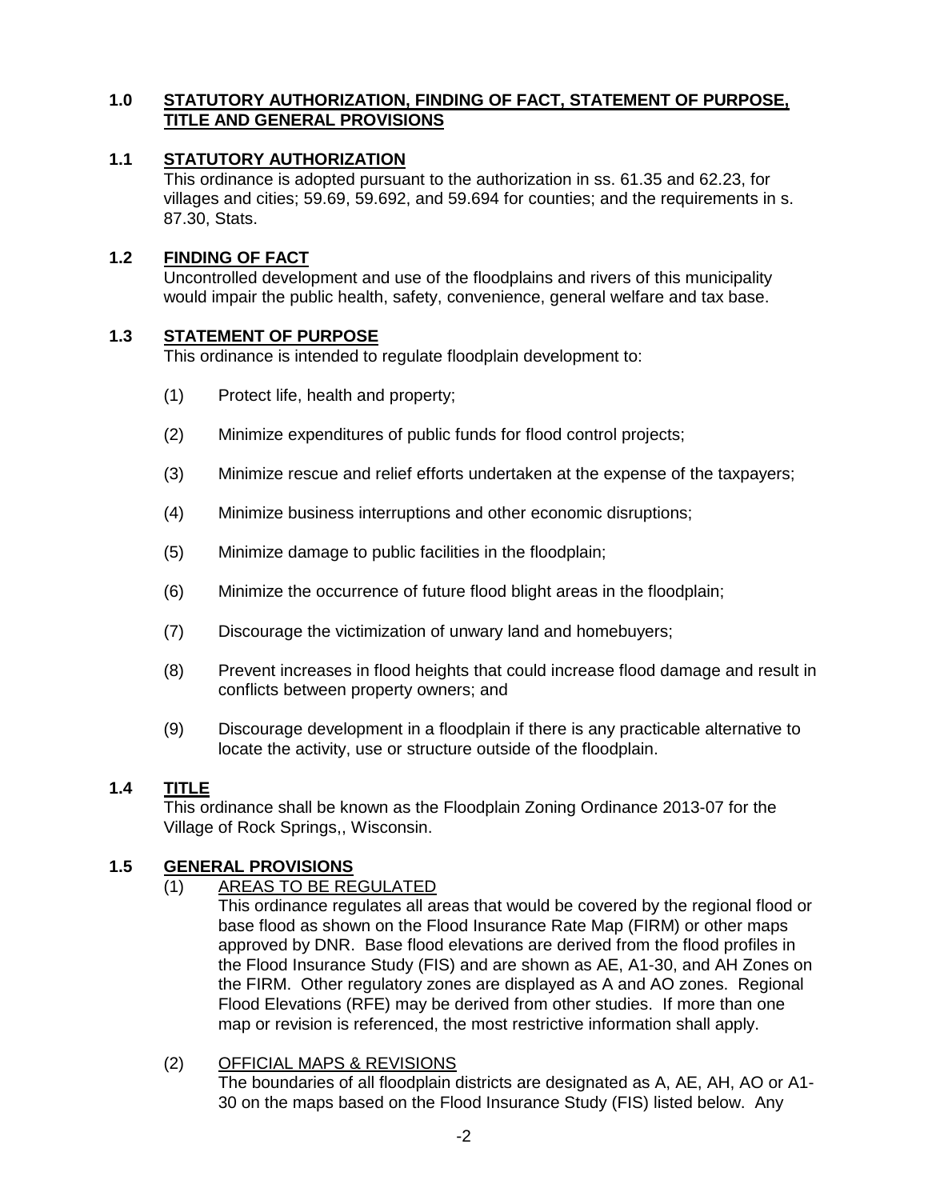## 1.0 STATUTORY AUTHORIZATION, FINDING OF FACT, STATEMENT OF PURPOSE, TITLE AND GENERAL PROVISIONS

### 1.1 STATUTORY AUTHORIZATION

This ordinance is adopted pursuant to the authorization in ss. 61.35 and 62.23, for villages and cities; 59.69, 59.692, and 59.694 for counties; and the requirements in s. 87.30, Stats.

### 1.2 FINDING OF FACT

Uncontrolled development and use of the floodplains and rivers of this municipality would impair the public health, safety, convenience, general welfare and tax base.

### 1.3 STATEMENT OF PURPOSE

This ordinance is intended to regulate floodplain development to:

(1) Protect life, health and property;

(2) Minimize expenditures of public funds for flood control projects;

(3) Minimize rescue and relief efforts undertaken at the expense of the taxpayers;

(4) Minimize business interruptions and other economic disruptions;

(5) Minimize damage to public facilities in the floodplain;

(6) Minimize the occurrence of future flood blight areas in the floodplain;

(7) Discourage the victimization of unwary land and homebuyers;

(8) Prevent increases in flood heights that could increase flood damage and result in conflicts between property owners; and

(9) Discourage development in a floodplain if there is any practicable alternative to locate the activity, use or structure outside of the floodplain.

### 1.4 TITLE

This ordinance shall be known as the Floodplain Zoning Ordinance 2013-07 for the Village of Rock Springs,, Wisconsin.

### 1.5 GENERAL PROVISIONS

(1) AREAS TO BE REGULATED

This ordinance regulates all areas that would be covered by the regional flood or base flood as shown on the Flood Insurance Rate Map (FIRM) or other maps approved by DNR. Base flood elevations are derived from the flood profiles in the Flood Insurance Study (FIS) and are shown as AE, A1-30, and AH Zones on the FIRM. Other regulatory zones are displayed as A and AO zones. Regional Flood Elevations (RFE) may be derived from other studies. If more than one map or revision is referenced, the most restrictive information shall apply.

(2) OFFICIAL MAPS & REVISIONS

The boundaries of all floodplain districts are designated as A, AE, AH, AO or A1-30 on the maps based on the Flood Insurance Study (FIS) listed below. Any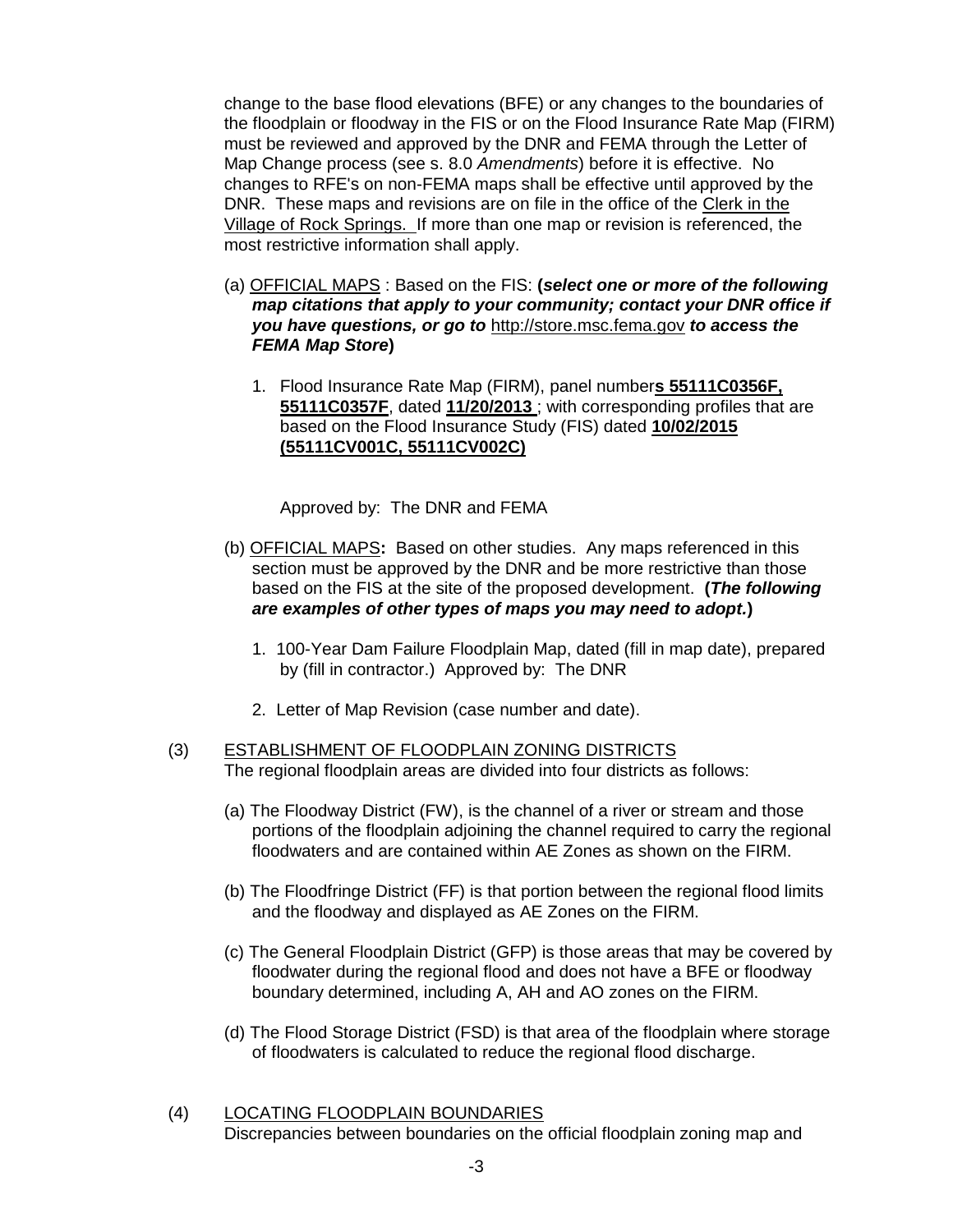change to the base flood elevations (BFE) or any changes to the boundaries of the floodplain or floodway in the FIS or on the Flood Insurance Rate Map (FIRM) must be reviewed and approved by the DNR and FEMA through the Letter of Map Change process (see s. 8.0 *Amendments*) before it is effective. No changes to RFE's on non-FEMA maps shall be effective until approved by the DNR. These maps and revisions are on file in the office of the Clerk in the Village of Rock Springs. If more than one map or revision is referenced, the most restrictive information shall apply.

(a) OFFICIAL MAPS : Based on the FIS: **(*select one or more of the following map citations that apply to your community; contact your DNR office if you have questions, or go to* http://store.msc.fema.gov *to access the FEMA Map Store*)**

1. Flood Insurance Rate Map (FIRM), panel number**s 55111C0356F, 55111C0357F**, dated **11/20/2013** ; with corresponding profiles that are based on the Flood Insurance Study (FIS) dated **10/02/2015 (55111CV001C, 55111CV002C)**

   Approved by: The DNR and FEMA

(b) OFFICIAL MAPS**:** Based on other studies. Any maps referenced in this section must be approved by the DNR and be more restrictive than those based on the FIS at the site of the proposed development. **(*The following are examples of other types of maps you may need to adopt.*)**

1. 100-Year Dam Failure Floodplain Map, dated (fill in map date), prepared by (fill in contractor.) Approved by: The DNR

2. Letter of Map Revision (case number and date).

(3) ESTABLISHMENT OF FLOODPLAIN ZONING DISTRICTS
The regional floodplain areas are divided into four districts as follows:

(a) The Floodway District (FW), is the channel of a river or stream and those portions of the floodplain adjoining the channel required to carry the regional floodwaters and are contained within AE Zones as shown on the FIRM.

(b) The Floodfringe District (FF) is that portion between the regional flood limits and the floodway and displayed as AE Zones on the FIRM.

(c) The General Floodplain District (GFP) is those areas that may be covered by floodwater during the regional flood and does not have a BFE or floodway boundary determined, including A, AH and AO zones on the FIRM.

(d) The Flood Storage District (FSD) is that area of the floodplain where storage of floodwaters is calculated to reduce the regional flood discharge.

(4) LOCATING FLOODPLAIN BOUNDARIES
Discrepancies between boundaries on the official floodplain zoning map and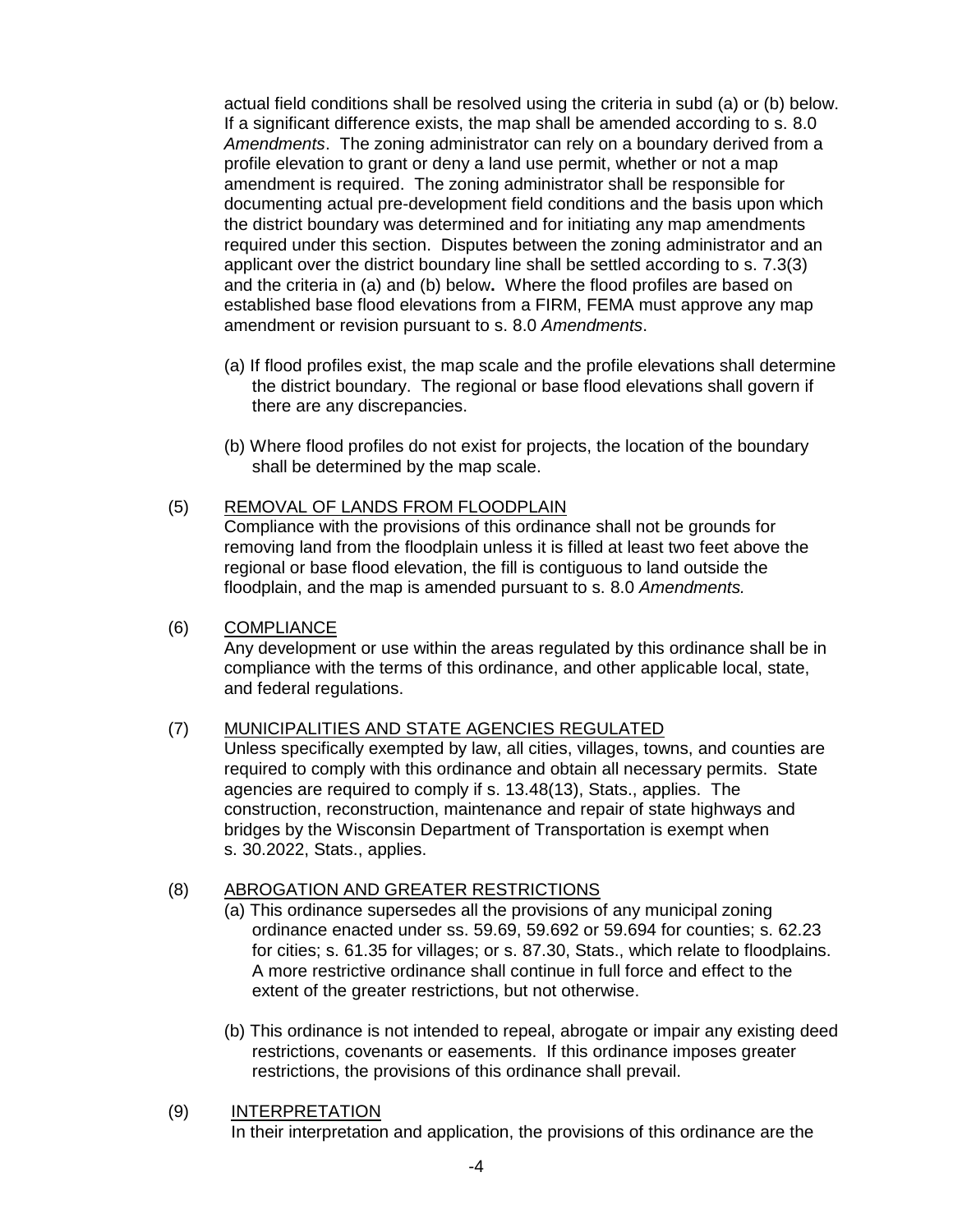actual field conditions shall be resolved using the criteria in subd (a) or (b) below. If a significant difference exists, the map shall be amended according to s. 8.0 *Amendments*. The zoning administrator can rely on a boundary derived from a profile elevation to grant or deny a land use permit, whether or not a map amendment is required. The zoning administrator shall be responsible for documenting actual pre-development field conditions and the basis upon which the district boundary was determined and for initiating any map amendments required under this section. Disputes between the zoning administrator and an applicant over the district boundary line shall be settled according to s. 7.3(3) and the criteria in (a) and (b) below**.** Where the flood profiles are based on established base flood elevations from a FIRM, FEMA must approve any map amendment or revision pursuant to s. 8.0 *Amendments*.

(a) If flood profiles exist, the map scale and the profile elevations shall determine the district boundary. The regional or base flood elevations shall govern if there are any discrepancies.

(b) Where flood profiles do not exist for projects, the location of the boundary shall be determined by the map scale.

(5) <u>REMOVAL OF LANDS FROM FLOODPLAIN</u>

Compliance with the provisions of this ordinance shall not be grounds for removing land from the floodplain unless it is filled at least two feet above the regional or base flood elevation, the fill is contiguous to land outside the floodplain, and the map is amended pursuant to s. 8.0 *Amendments.*

(6) <u>COMPLIANCE</u>

Any development or use within the areas regulated by this ordinance shall be in compliance with the terms of this ordinance, and other applicable local, state, and federal regulations.

(7) <u>MUNICIPALITIES AND STATE AGENCIES REGULATED</u>

Unless specifically exempted by law, all cities, villages, towns, and counties are required to comply with this ordinance and obtain all necessary permits. State agencies are required to comply if s. 13.48(13), Stats., applies. The construction, reconstruction, maintenance and repair of state highways and bridges by the Wisconsin Department of Transportation is exempt when s. 30.2022, Stats., applies.

(8) <u>ABROGATION AND GREATER RESTRICTIONS</u>

(a) This ordinance supersedes all the provisions of any municipal zoning ordinance enacted under ss. 59.69, 59.692 or 59.694 for counties; s. 62.23 for cities; s. 61.35 for villages; or s. 87.30, Stats., which relate to floodplains. A more restrictive ordinance shall continue in full force and effect to the extent of the greater restrictions, but not otherwise.

(b) This ordinance is not intended to repeal, abrogate or impair any existing deed restrictions, covenants or easements. If this ordinance imposes greater restrictions, the provisions of this ordinance shall prevail.

(9) <u>INTERPRETATION</u>

In their interpretation and application, the provisions of this ordinance are the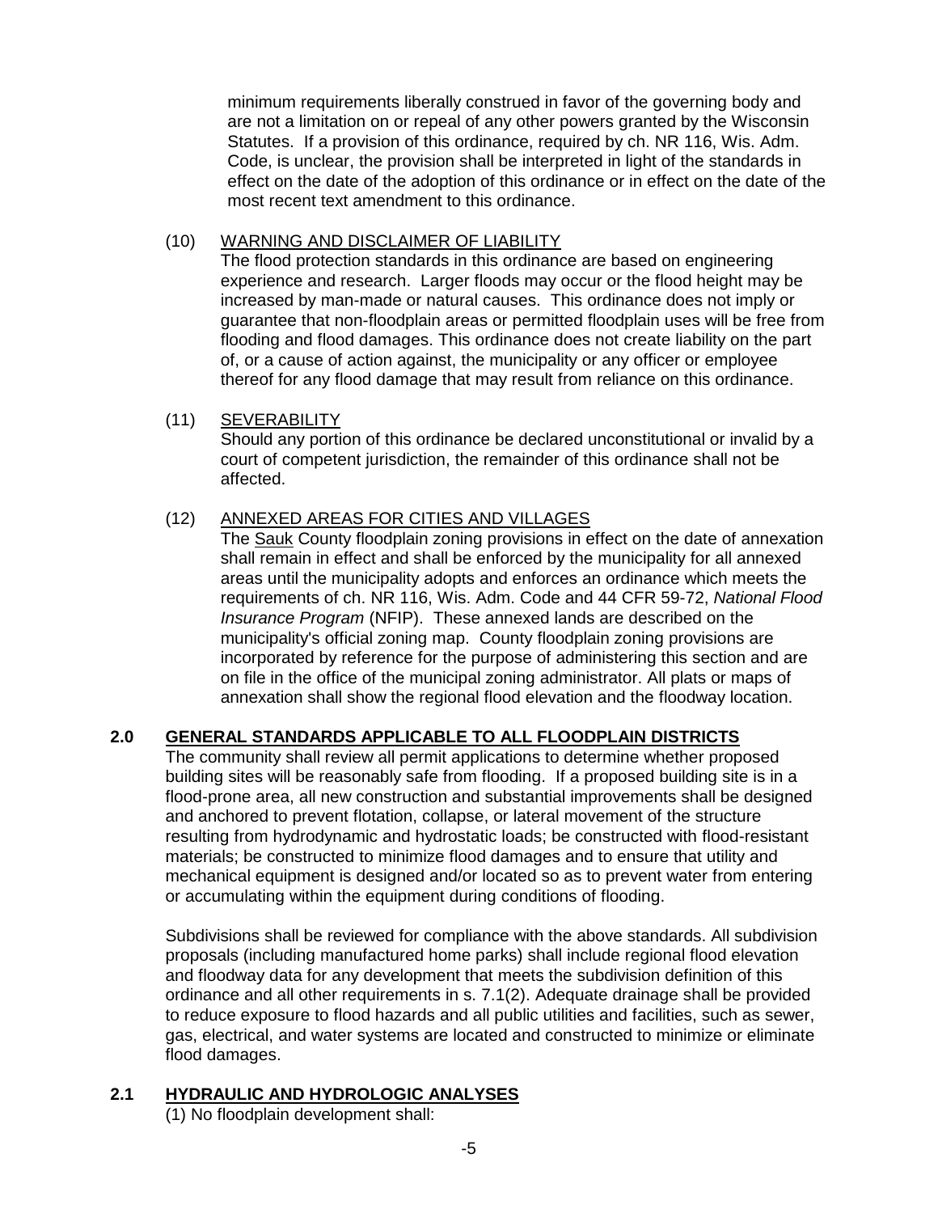minimum requirements liberally construed in favor of the governing body and are not a limitation on or repeal of any other powers granted by the Wisconsin Statutes. If a provision of this ordinance, required by ch. NR 116, Wis. Adm. Code, is unclear, the provision shall be interpreted in light of the standards in effect on the date of the adoption of this ordinance or in effect on the date of the most recent text amendment to this ordinance.

(10) WARNING AND DISCLAIMER OF LIABILITY
The flood protection standards in this ordinance are based on engineering experience and research. Larger floods may occur or the flood height may be increased by man-made or natural causes. This ordinance does not imply or guarantee that non-floodplain areas or permitted floodplain uses will be free from flooding and flood damages. This ordinance does not create liability on the part of, or a cause of action against, the municipality or any officer or employee thereof for any flood damage that may result from reliance on this ordinance.

(11) SEVERABILITY
Should any portion of this ordinance be declared unconstitutional or invalid by a court of competent jurisdiction, the remainder of this ordinance shall not be affected.

(12) ANNEXED AREAS FOR CITIES AND VILLAGES
The Sauk County floodplain zoning provisions in effect on the date of annexation shall remain in effect and shall be enforced by the municipality for all annexed areas until the municipality adopts and enforces an ordinance which meets the requirements of ch. NR 116, Wis. Adm. Code and 44 CFR 59-72, *National Flood Insurance Program* (NFIP). These annexed lands are described on the municipality's official zoning map. County floodplain zoning provisions are incorporated by reference for the purpose of administering this section and are on file in the office of the municipal zoning administrator. All plats or maps of annexation shall show the regional flood elevation and the floodway location.

## 2.0 GENERAL STANDARDS APPLICABLE TO ALL FLOODPLAIN DISTRICTS

The community shall review all permit applications to determine whether proposed building sites will be reasonably safe from flooding. If a proposed building site is in a flood-prone area, all new construction and substantial improvements shall be designed and anchored to prevent flotation, collapse, or lateral movement of the structure resulting from hydrodynamic and hydrostatic loads; be constructed with flood-resistant materials; be constructed to minimize flood damages and to ensure that utility and mechanical equipment is designed and/or located so as to prevent water from entering or accumulating within the equipment during conditions of flooding.

Subdivisions shall be reviewed for compliance with the above standards. All subdivision proposals (including manufactured home parks) shall include regional flood elevation and floodway data for any development that meets the subdivision definition of this ordinance and all other requirements in s. 7.1(2). Adequate drainage shall be provided to reduce exposure to flood hazards and all public utilities and facilities, such as sewer, gas, electrical, and water systems are located and constructed to minimize or eliminate flood damages.

## 2.1 HYDRAULIC AND HYDROLOGIC ANALYSES

(1) No floodplain development shall: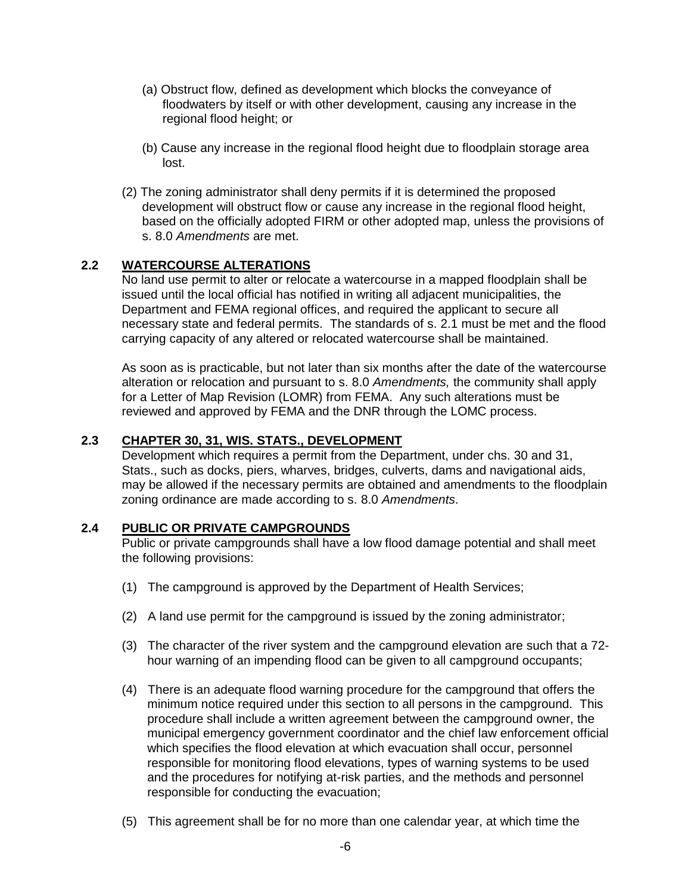(a) Obstruct flow, defined as development which blocks the conveyance of floodwaters by itself or with other development, causing any increase in the regional flood height; or

(b) Cause any increase in the regional flood height due to floodplain storage area lost.

(2) The zoning administrator shall deny permits if it is determined the proposed development will obstruct flow or cause any increase in the regional flood height, based on the officially adopted FIRM or other adopted map, unless the provisions of s. 8.0 *Amendments* are met.

### 2.2 WATERCOURSE ALTERATIONS

No land use permit to alter or relocate a watercourse in a mapped floodplain shall be issued until the local official has notified in writing all adjacent municipalities, the Department and FEMA regional offices, and required the applicant to secure all necessary state and federal permits. The standards of s. 2.1 must be met and the flood carrying capacity of any altered or relocated watercourse shall be maintained.

As soon as is practicable, but not later than six months after the date of the watercourse alteration or relocation and pursuant to s. 8.0 *Amendments,* the community shall apply for a Letter of Map Revision (LOMR) from FEMA. Any such alterations must be reviewed and approved by FEMA and the DNR through the LOMC process.

### 2.3 CHAPTER 30, 31, WIS. STATS., DEVELOPMENT

Development which requires a permit from the Department, under chs. 30 and 31, Stats., such as docks, piers, wharves, bridges, culverts, dams and navigational aids, may be allowed if the necessary permits are obtained and amendments to the floodplain zoning ordinance are made according to s. 8.0 *Amendments*.

### 2.4 PUBLIC OR PRIVATE CAMPGROUNDS

Public or private campgrounds shall have a low flood damage potential and shall meet the following provisions:

(1) The campground is approved by the Department of Health Services;

(2) A land use permit for the campground is issued by the zoning administrator;

(3) The character of the river system and the campground elevation are such that a 72-hour warning of an impending flood can be given to all campground occupants;

(4) There is an adequate flood warning procedure for the campground that offers the minimum notice required under this section to all persons in the campground. This procedure shall include a written agreement between the campground owner, the municipal emergency government coordinator and the chief law enforcement official which specifies the flood elevation at which evacuation shall occur, personnel responsible for monitoring flood elevations, types of warning systems to be used and the procedures for notifying at-risk parties, and the methods and personnel responsible for conducting the evacuation;

(5) This agreement shall be for no more than one calendar year, at which time the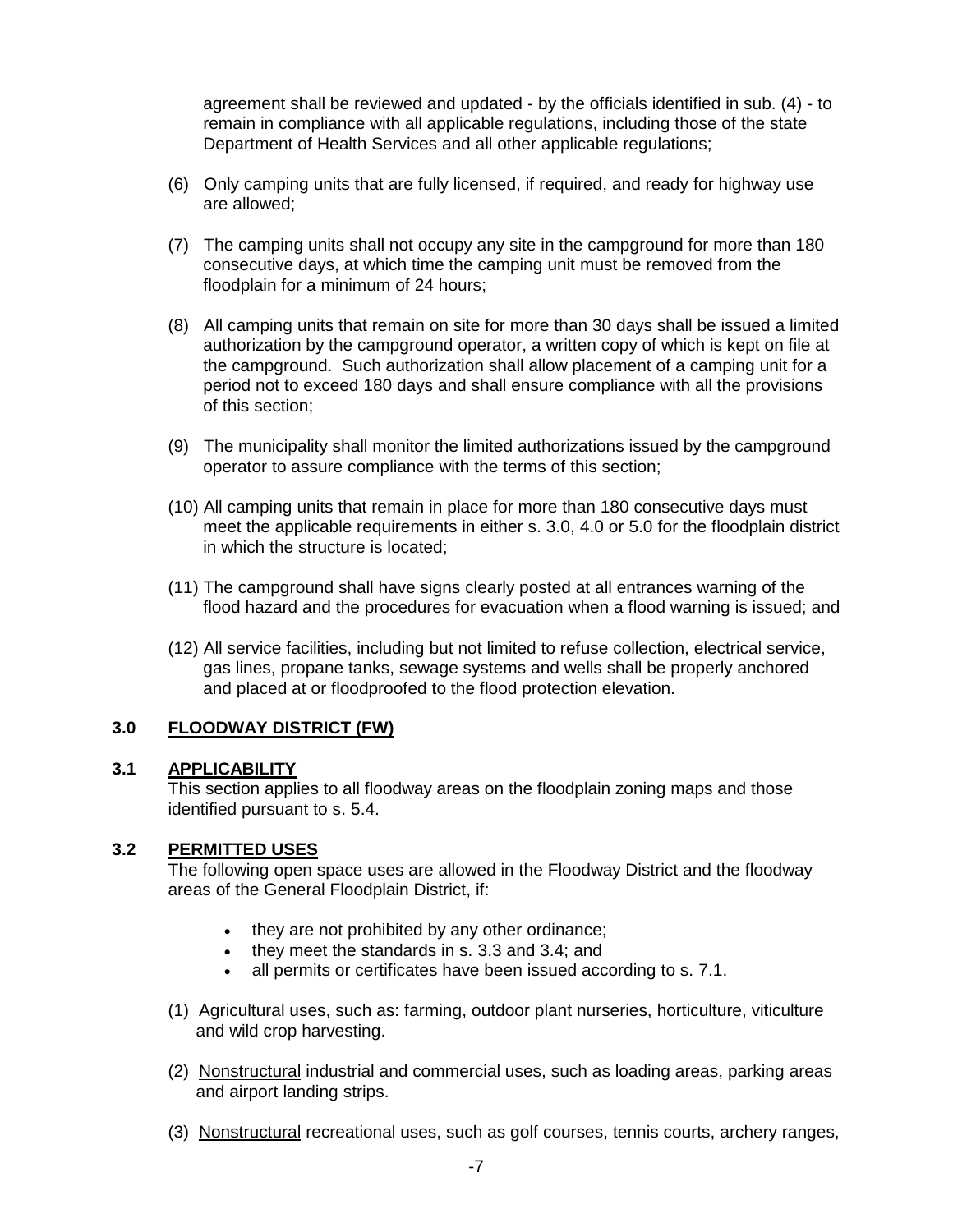agreement shall be reviewed and updated - by the officials identified in sub. (4) - to remain in compliance with all applicable regulations, including those of the state Department of Health Services and all other applicable regulations;

(6) Only camping units that are fully licensed, if required, and ready for highway use are allowed;

(7) The camping units shall not occupy any site in the campground for more than 180 consecutive days, at which time the camping unit must be removed from the floodplain for a minimum of 24 hours;

(8) All camping units that remain on site for more than 30 days shall be issued a limited authorization by the campground operator, a written copy of which is kept on file at the campground. Such authorization shall allow placement of a camping unit for a period not to exceed 180 days and shall ensure compliance with all the provisions of this section;

(9) The municipality shall monitor the limited authorizations issued by the campground operator to assure compliance with the terms of this section;

(10) All camping units that remain in place for more than 180 consecutive days must meet the applicable requirements in either s. 3.0, 4.0 or 5.0 for the floodplain district in which the structure is located;

(11) The campground shall have signs clearly posted at all entrances warning of the flood hazard and the procedures for evacuation when a flood warning is issued; and

(12) All service facilities, including but not limited to refuse collection, electrical service, gas lines, propane tanks, sewage systems and wells shall be properly anchored and placed at or floodproofed to the flood protection elevation.

## 3.0 FLOODWAY DISTRICT (FW)

### 3.1 APPLICABILITY

This section applies to all floodway areas on the floodplain zoning maps and those identified pursuant to s. 5.4.

### 3.2 PERMITTED USES

The following open space uses are allowed in the Floodway District and the floodway areas of the General Floodplain District, if:

- they are not prohibited by any other ordinance;
- they meet the standards in s. 3.3 and 3.4; and
- all permits or certificates have been issued according to s. 7.1.

(1) Agricultural uses, such as: farming, outdoor plant nurseries, horticulture, viticulture and wild crop harvesting.

(2) Nonstructural industrial and commercial uses, such as loading areas, parking areas and airport landing strips.

(3) Nonstructural recreational uses, such as golf courses, tennis courts, archery ranges,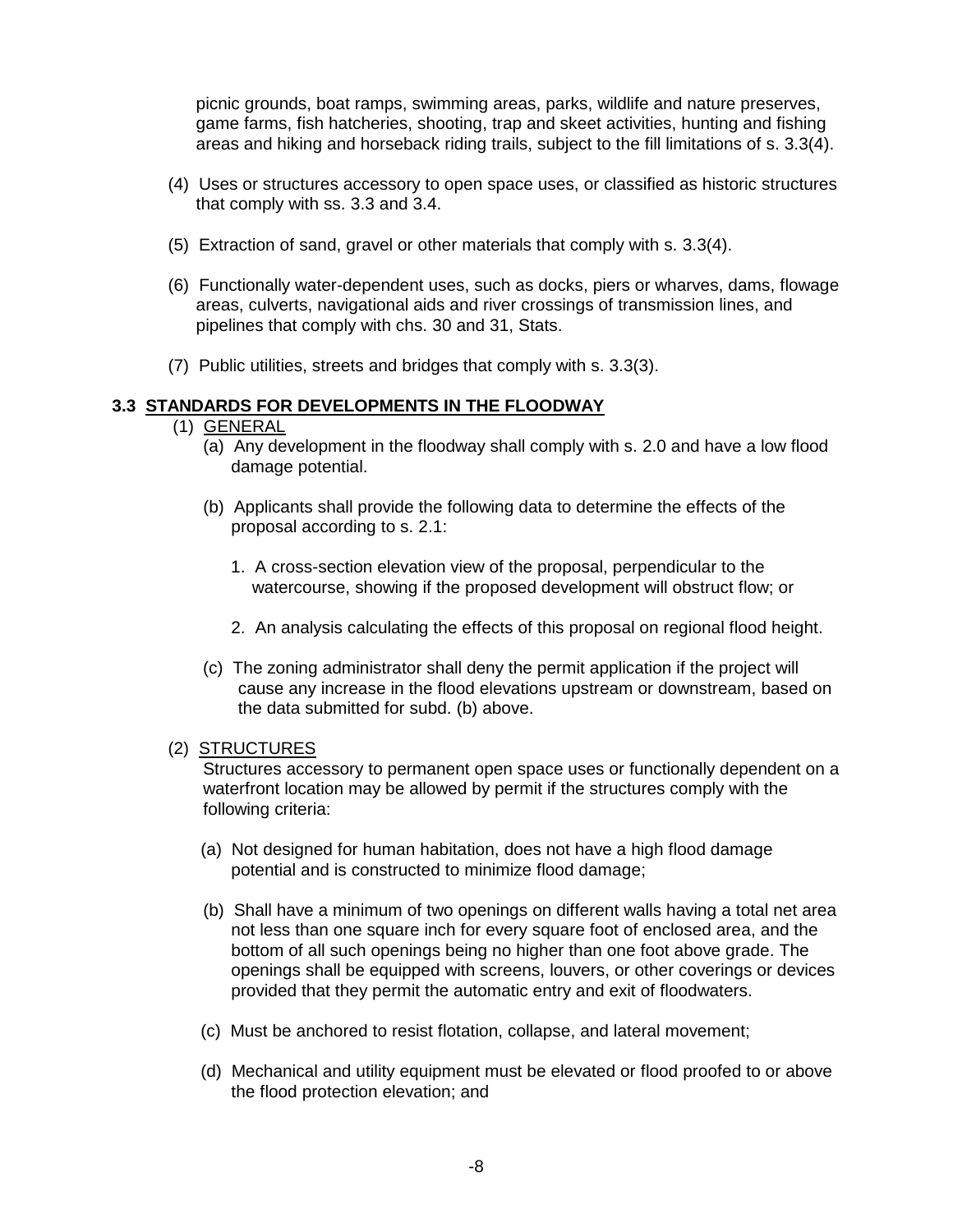picnic grounds, boat ramps, swimming areas, parks, wildlife and nature preserves, game farms, fish hatcheries, shooting, trap and skeet activities, hunting and fishing areas and hiking and horseback riding trails, subject to the fill limitations of s. 3.3(4).

(4) Uses or structures accessory to open space uses, or classified as historic structures that comply with ss. 3.3 and 3.4.

(5) Extraction of sand, gravel or other materials that comply with s. 3.3(4).

(6) Functionally water-dependent uses, such as docks, piers or wharves, dams, flowage areas, culverts, navigational aids and river crossings of transmission lines, and pipelines that comply with chs. 30 and 31, Stats.

(7) Public utilities, streets and bridges that comply with s. 3.3(3).

## 3.3 STANDARDS FOR DEVELOPMENTS IN THE FLOODWAY

(1) GENERAL

(a) Any development in the floodway shall comply with s. 2.0 and have a low flood damage potential.

(b) Applicants shall provide the following data to determine the effects of the proposal according to s. 2.1:

1. A cross-section elevation view of the proposal, perpendicular to the watercourse, showing if the proposed development will obstruct flow; or

2. An analysis calculating the effects of this proposal on regional flood height.

(c) The zoning administrator shall deny the permit application if the project will cause any increase in the flood elevations upstream or downstream, based on the data submitted for subd. (b) above.

(2) STRUCTURES

Structures accessory to permanent open space uses or functionally dependent on a waterfront location may be allowed by permit if the structures comply with the following criteria:

(a) Not designed for human habitation, does not have a high flood damage potential and is constructed to minimize flood damage;

(b) Shall have a minimum of two openings on different walls having a total net area not less than one square inch for every square foot of enclosed area, and the bottom of all such openings being no higher than one foot above grade. The openings shall be equipped with screens, louvers, or other coverings or devices provided that they permit the automatic entry and exit of floodwaters.

(c) Must be anchored to resist flotation, collapse, and lateral movement;

(d) Mechanical and utility equipment must be elevated or flood proofed to or above the flood protection elevation; and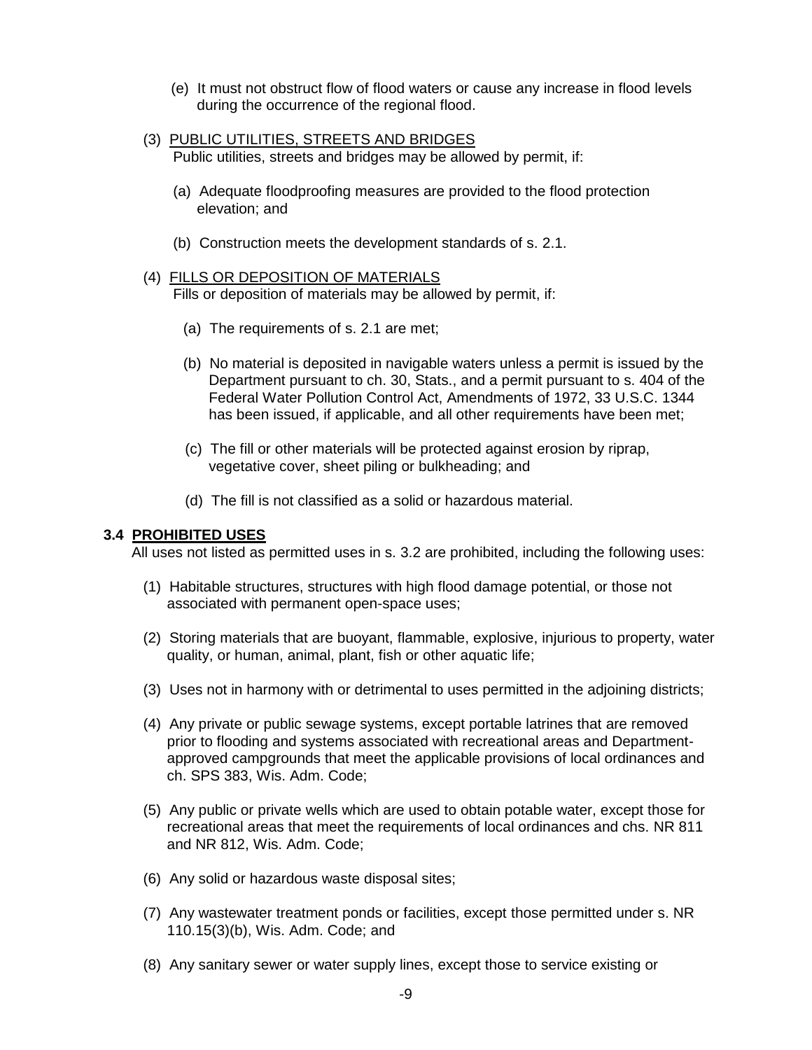(e) It must not obstruct flow of flood waters or cause any increase in flood levels during the occurrence of the regional flood.

(3) PUBLIC UTILITIES, STREETS AND BRIDGES
Public utilities, streets and bridges may be allowed by permit, if:

(a) Adequate floodproofing measures are provided to the flood protection elevation; and

(b) Construction meets the development standards of s. 2.1.

(4) FILLS OR DEPOSITION OF MATERIALS
Fills or deposition of materials may be allowed by permit, if:

(a) The requirements of s. 2.1 are met;

(b) No material is deposited in navigable waters unless a permit is issued by the Department pursuant to ch. 30, Stats., and a permit pursuant to s. 404 of the Federal Water Pollution Control Act, Amendments of 1972, 33 U.S.C. 1344 has been issued, if applicable, and all other requirements have been met;

(c) The fill or other materials will be protected against erosion by riprap, vegetative cover, sheet piling or bulkheading; and

(d) The fill is not classified as a solid or hazardous material.

### 3.4 PROHIBITED USES

All uses not listed as permitted uses in s. 3.2 are prohibited, including the following uses:

(1) Habitable structures, structures with high flood damage potential, or those not associated with permanent open-space uses;

(2) Storing materials that are buoyant, flammable, explosive, injurious to property, water quality, or human, animal, plant, fish or other aquatic life;

(3) Uses not in harmony with or detrimental to uses permitted in the adjoining districts;

(4) Any private or public sewage systems, except portable latrines that are removed prior to flooding and systems associated with recreational areas and Department-approved campgrounds that meet the applicable provisions of local ordinances and ch. SPS 383, Wis. Adm. Code;

(5) Any public or private wells which are used to obtain potable water, except those for recreational areas that meet the requirements of local ordinances and chs. NR 811 and NR 812, Wis. Adm. Code;

(6) Any solid or hazardous waste disposal sites;

(7) Any wastewater treatment ponds or facilities, except those permitted under s. NR 110.15(3)(b), Wis. Adm. Code; and

(8) Any sanitary sewer or water supply lines, except those to service existing or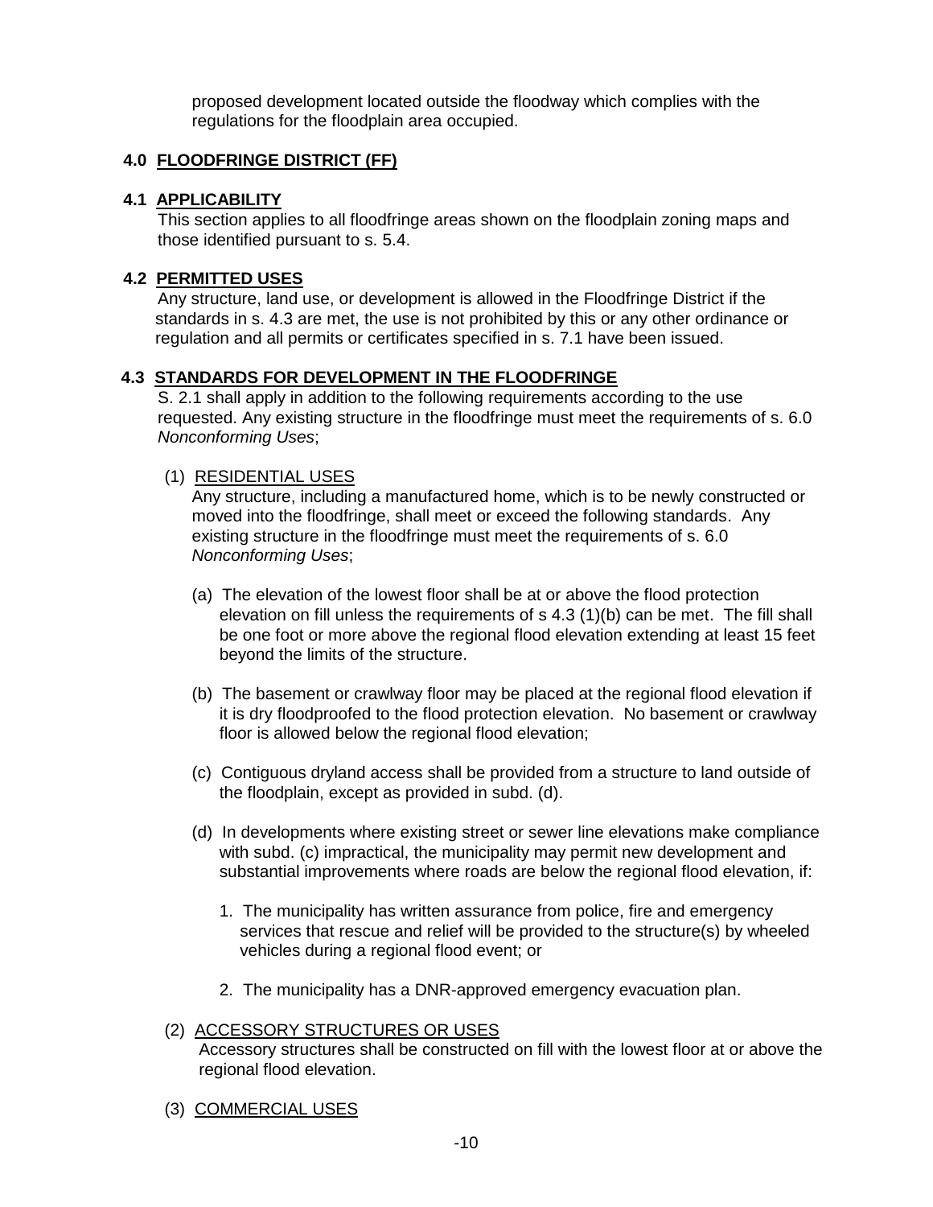proposed development located outside the floodway which complies with the regulations for the floodplain area occupied.

## 4.0 FLOODFRINGE DISTRICT (FF)

### 4.1 APPLICABILITY

This section applies to all floodfringe areas shown on the floodplain zoning maps and those identified pursuant to s. 5.4.

### 4.2 PERMITTED USES

Any structure, land use, or development is allowed in the Floodfringe District if the standards in s. 4.3 are met, the use is not prohibited by this or any other ordinance or regulation and all permits or certificates specified in s. 7.1 have been issued.

### 4.3 STANDARDS FOR DEVELOPMENT IN THE FLOODFRINGE

S. 2.1 shall apply in addition to the following requirements according to the use requested. Any existing structure in the floodfringe must meet the requirements of s. 6.0 *Nonconforming Uses*;

(1) RESIDENTIAL USES

Any structure, including a manufactured home, which is to be newly constructed or moved into the floodfringe, shall meet or exceed the following standards. Any existing structure in the floodfringe must meet the requirements of s. 6.0 *Nonconforming Uses*;

(a) The elevation of the lowest floor shall be at or above the flood protection elevation on fill unless the requirements of s 4.3 (1)(b) can be met. The fill shall be one foot or more above the regional flood elevation extending at least 15 feet beyond the limits of the structure.

(b) The basement or crawlway floor may be placed at the regional flood elevation if it is dry floodproofed to the flood protection elevation. No basement or crawlway floor is allowed below the regional flood elevation;

(c) Contiguous dryland access shall be provided from a structure to land outside of the floodplain, except as provided in subd. (d).

(d) In developments where existing street or sewer line elevations make compliance with subd. (c) impractical, the municipality may permit new development and substantial improvements where roads are below the regional flood elevation, if:

1. The municipality has written assurance from police, fire and emergency services that rescue and relief will be provided to the structure(s) by wheeled vehicles during a regional flood event; or

2. The municipality has a DNR-approved emergency evacuation plan.

(2) ACCESSORY STRUCTURES OR USES

Accessory structures shall be constructed on fill with the lowest floor at or above the regional flood elevation.

(3) COMMERCIAL USES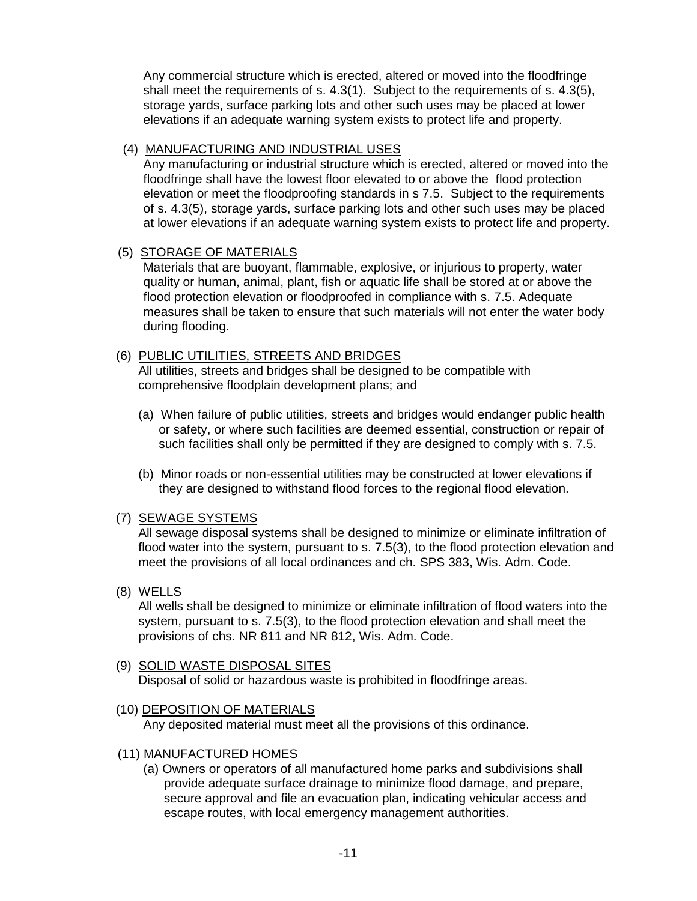Any commercial structure which is erected, altered or moved into the floodfringe shall meet the requirements of s. 4.3(1). Subject to the requirements of s. 4.3(5), storage yards, surface parking lots and other such uses may be placed at lower elevations if an adequate warning system exists to protect life and property.

(4) MANUFACTURING AND INDUSTRIAL USES

Any manufacturing or industrial structure which is erected, altered or moved into the floodfringe shall have the lowest floor elevated to or above the flood protection elevation or meet the floodproofing standards in s 7.5. Subject to the requirements of s. 4.3(5), storage yards, surface parking lots and other such uses may be placed at lower elevations if an adequate warning system exists to protect life and property.

(5) STORAGE OF MATERIALS

Materials that are buoyant, flammable, explosive, or injurious to property, water quality or human, animal, plant, fish or aquatic life shall be stored at or above the flood protection elevation or floodproofed in compliance with s. 7.5. Adequate measures shall be taken to ensure that such materials will not enter the water body during flooding.

(6) PUBLIC UTILITIES, STREETS AND BRIDGES

All utilities, streets and bridges shall be designed to be compatible with comprehensive floodplain development plans; and

(a) When failure of public utilities, streets and bridges would endanger public health or safety, or where such facilities are deemed essential, construction or repair of such facilities shall only be permitted if they are designed to comply with s. 7.5.

(b) Minor roads or non-essential utilities may be constructed at lower elevations if they are designed to withstand flood forces to the regional flood elevation.

(7) SEWAGE SYSTEMS

All sewage disposal systems shall be designed to minimize or eliminate infiltration of flood water into the system, pursuant to s. 7.5(3), to the flood protection elevation and meet the provisions of all local ordinances and ch. SPS 383, Wis. Adm. Code.

(8) WELLS

All wells shall be designed to minimize or eliminate infiltration of flood waters into the system, pursuant to s. 7.5(3), to the flood protection elevation and shall meet the provisions of chs. NR 811 and NR 812, Wis. Adm. Code.

(9) SOLID WASTE DISPOSAL SITES

Disposal of solid or hazardous waste is prohibited in floodfringe areas.

(10) DEPOSITION OF MATERIALS

Any deposited material must meet all the provisions of this ordinance.

(11) MANUFACTURED HOMES

(a) Owners or operators of all manufactured home parks and subdivisions shall provide adequate surface drainage to minimize flood damage, and prepare, secure approval and file an evacuation plan, indicating vehicular access and escape routes, with local emergency management authorities.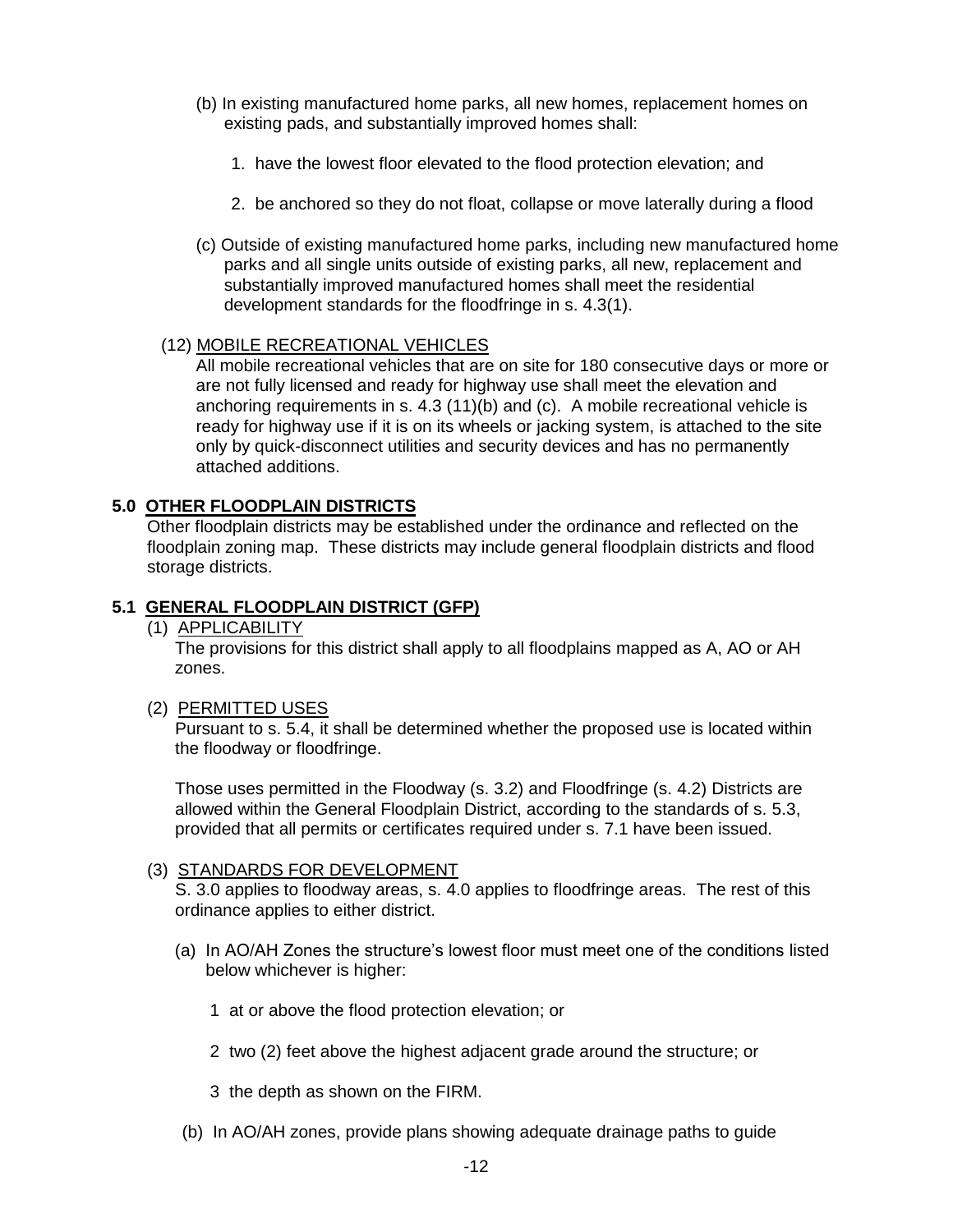(b) In existing manufactured home parks, all new homes, replacement homes on existing pads, and substantially improved homes shall:

1. have the lowest floor elevated to the flood protection elevation; and

2. be anchored so they do not float, collapse or move laterally during a flood

(c) Outside of existing manufactured home parks, including new manufactured home parks and all single units outside of existing parks, all new, replacement and substantially improved manufactured homes shall meet the residential development standards for the floodfringe in s. 4.3(1).

(12) MOBILE RECREATIONAL VEHICLES

All mobile recreational vehicles that are on site for 180 consecutive days or more or are not fully licensed and ready for highway use shall meet the elevation and anchoring requirements in s. 4.3 (11)(b) and (c). A mobile recreational vehicle is ready for highway use if it is on its wheels or jacking system, is attached to the site only by quick-disconnect utilities and security devices and has no permanently attached additions.

## 5.0 OTHER FLOODPLAIN DISTRICTS

Other floodplain districts may be established under the ordinance and reflected on the floodplain zoning map. These districts may include general floodplain districts and flood storage districts.

## 5.1 GENERAL FLOODPLAIN DISTRICT (GFP)

(1) APPLICABILITY

The provisions for this district shall apply to all floodplains mapped as A, AO or AH zones.

(2) PERMITTED USES

Pursuant to s. 5.4, it shall be determined whether the proposed use is located within the floodway or floodfringe.

Those uses permitted in the Floodway (s. 3.2) and Floodfringe (s. 4.2) Districts are allowed within the General Floodplain District, according to the standards of s. 5.3, provided that all permits or certificates required under s. 7.1 have been issued.

(3) STANDARDS FOR DEVELOPMENT

S. 3.0 applies to floodway areas, s. 4.0 applies to floodfringe areas. The rest of this ordinance applies to either district.

(a) In AO/AH Zones the structure's lowest floor must meet one of the conditions listed below whichever is higher:

1 at or above the flood protection elevation; or

2 two (2) feet above the highest adjacent grade around the structure; or

3 the depth as shown on the FIRM.

(b) In AO/AH zones, provide plans showing adequate drainage paths to guide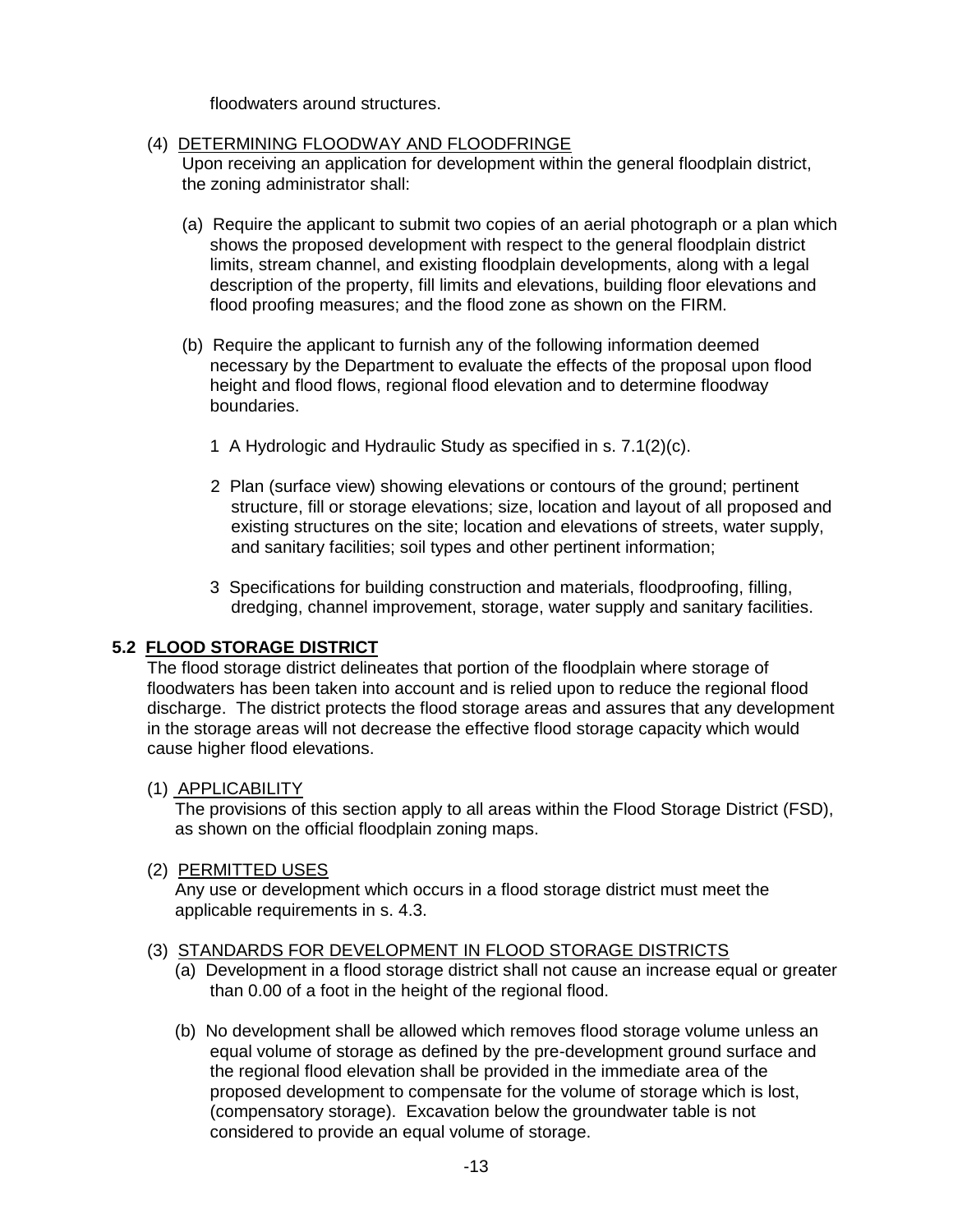floodwaters around structures.

(4) DETERMINING FLOODWAY AND FLOODFRINGE

Upon receiving an application for development within the general floodplain district, the zoning administrator shall:

(a) Require the applicant to submit two copies of an aerial photograph or a plan which shows the proposed development with respect to the general floodplain district limits, stream channel, and existing floodplain developments, along with a legal description of the property, fill limits and elevations, building floor elevations and flood proofing measures; and the flood zone as shown on the FIRM.

(b) Require the applicant to furnish any of the following information deemed necessary by the Department to evaluate the effects of the proposal upon flood height and flood flows, regional flood elevation and to determine floodway boundaries.

1 A Hydrologic and Hydraulic Study as specified in s. 7.1(2)(c).

2 Plan (surface view) showing elevations or contours of the ground; pertinent structure, fill or storage elevations; size, location and layout of all proposed and existing structures on the site; location and elevations of streets, water supply, and sanitary facilities; soil types and other pertinent information;

3 Specifications for building construction and materials, floodproofing, filling, dredging, channel improvement, storage, water supply and sanitary facilities.

## 5.2 FLOOD STORAGE DISTRICT

The flood storage district delineates that portion of the floodplain where storage of floodwaters has been taken into account and is relied upon to reduce the regional flood discharge. The district protects the flood storage areas and assures that any development in the storage areas will not decrease the effective flood storage capacity which would cause higher flood elevations.

(1) APPLICABILITY

The provisions of this section apply to all areas within the Flood Storage District (FSD), as shown on the official floodplain zoning maps.

(2) PERMITTED USES

Any use or development which occurs in a flood storage district must meet the applicable requirements in s. 4.3.

(3) STANDARDS FOR DEVELOPMENT IN FLOOD STORAGE DISTRICTS

(a) Development in a flood storage district shall not cause an increase equal or greater than 0.00 of a foot in the height of the regional flood.

(b) No development shall be allowed which removes flood storage volume unless an equal volume of storage as defined by the pre-development ground surface and the regional flood elevation shall be provided in the immediate area of the proposed development to compensate for the volume of storage which is lost, (compensatory storage). Excavation below the groundwater table is not considered to provide an equal volume of storage.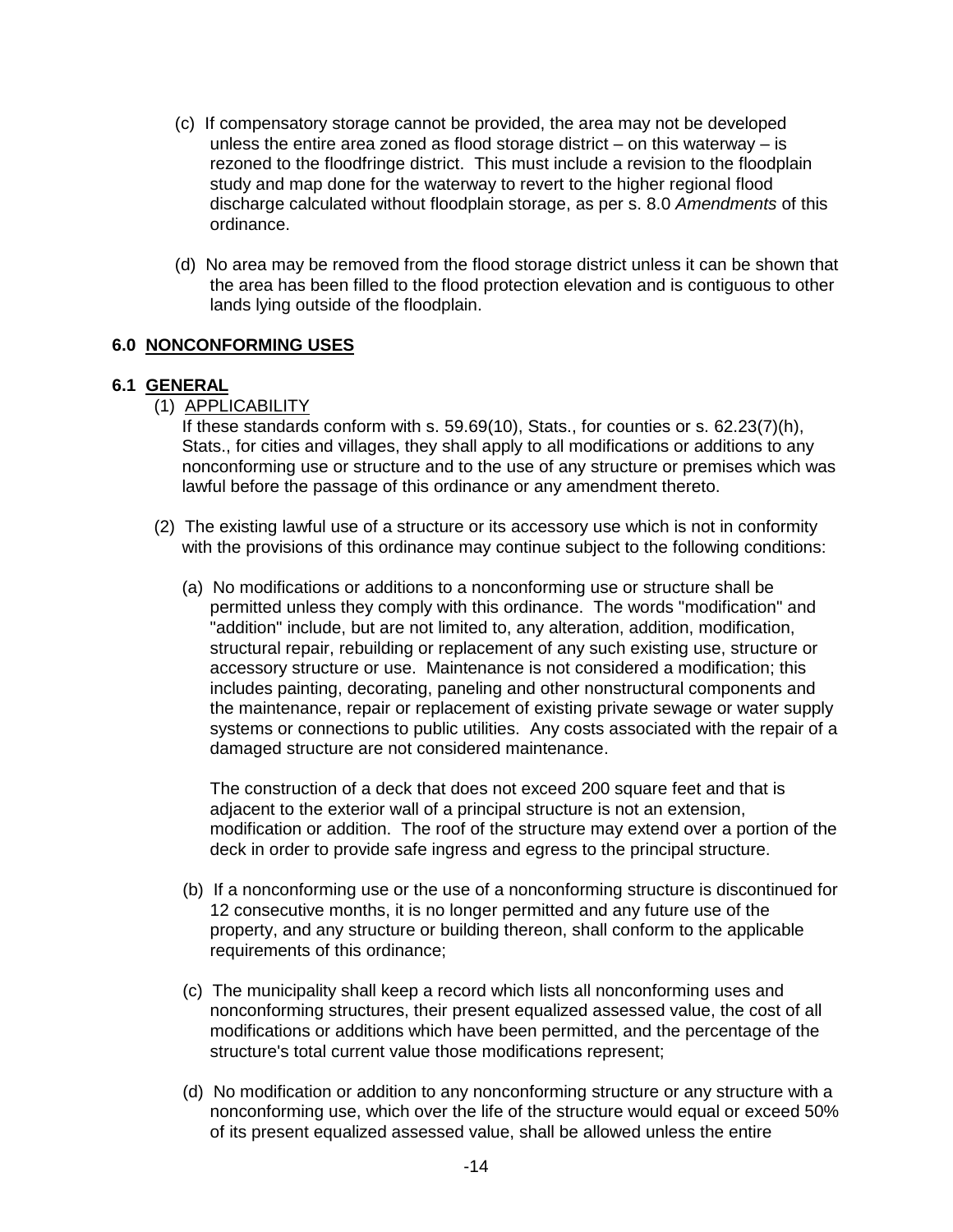(c) If compensatory storage cannot be provided, the area may not be developed unless the entire area zoned as flood storage district – on this waterway – is rezoned to the floodfringe district. This must include a revision to the floodplain study and map done for the waterway to revert to the higher regional flood discharge calculated without floodplain storage, as per s. 8.0 *Amendments* of this ordinance.

(d) No area may be removed from the flood storage district unless it can be shown that the area has been filled to the flood protection elevation and is contiguous to other lands lying outside of the floodplain.

## 6.0 NONCONFORMING USES

### 6.1 GENERAL

(1) APPLICABILITY

If these standards conform with s. 59.69(10), Stats., for counties or s. 62.23(7)(h), Stats., for cities and villages, they shall apply to all modifications or additions to any nonconforming use or structure and to the use of any structure or premises which was lawful before the passage of this ordinance or any amendment thereto.

(2) The existing lawful use of a structure or its accessory use which is not in conformity with the provisions of this ordinance may continue subject to the following conditions:

(a) No modifications or additions to a nonconforming use or structure shall be permitted unless they comply with this ordinance. The words "modification" and "addition" include, but are not limited to, any alteration, addition, modification, structural repair, rebuilding or replacement of any such existing use, structure or accessory structure or use. Maintenance is not considered a modification; this includes painting, decorating, paneling and other nonstructural components and the maintenance, repair or replacement of existing private sewage or water supply systems or connections to public utilities. Any costs associated with the repair of a damaged structure are not considered maintenance.

The construction of a deck that does not exceed 200 square feet and that is adjacent to the exterior wall of a principal structure is not an extension, modification or addition. The roof of the structure may extend over a portion of the deck in order to provide safe ingress and egress to the principal structure.

(b) If a nonconforming use or the use of a nonconforming structure is discontinued for 12 consecutive months, it is no longer permitted and any future use of the property, and any structure or building thereon, shall conform to the applicable requirements of this ordinance;

(c) The municipality shall keep a record which lists all nonconforming uses and nonconforming structures, their present equalized assessed value, the cost of all modifications or additions which have been permitted, and the percentage of the structure's total current value those modifications represent;

(d) No modification or addition to any nonconforming structure or any structure with a nonconforming use, which over the life of the structure would equal or exceed 50% of its present equalized assessed value, shall be allowed unless the entire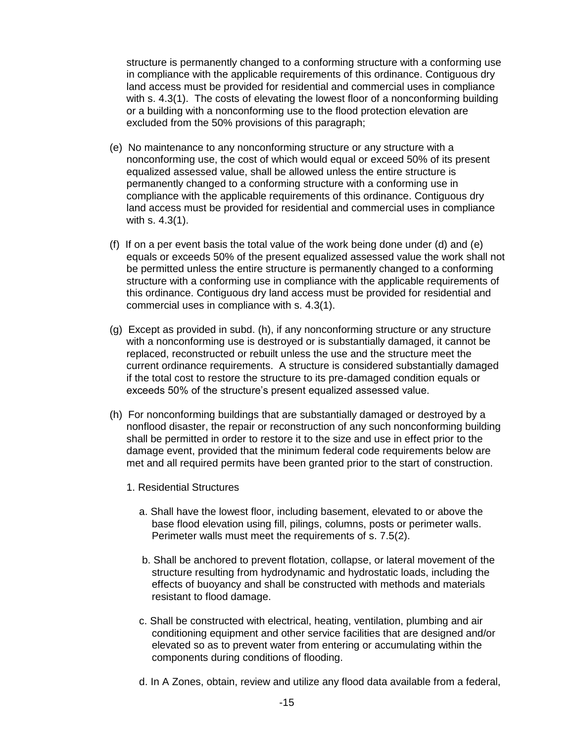structure is permanently changed to a conforming structure with a conforming use in compliance with the applicable requirements of this ordinance. Contiguous dry land access must be provided for residential and commercial uses in compliance with s. 4.3(1). The costs of elevating the lowest floor of a nonconforming building or a building with a nonconforming use to the flood protection elevation are excluded from the 50% provisions of this paragraph;

(e) No maintenance to any nonconforming structure or any structure with a nonconforming use, the cost of which would equal or exceed 50% of its present equalized assessed value, shall be allowed unless the entire structure is permanently changed to a conforming structure with a conforming use in compliance with the applicable requirements of this ordinance. Contiguous dry land access must be provided for residential and commercial uses in compliance with s. 4.3(1).

(f) If on a per event basis the total value of the work being done under (d) and (e) equals or exceeds 50% of the present equalized assessed value the work shall not be permitted unless the entire structure is permanently changed to a conforming structure with a conforming use in compliance with the applicable requirements of this ordinance. Contiguous dry land access must be provided for residential and commercial uses in compliance with s. 4.3(1).

(g) Except as provided in subd. (h), if any nonconforming structure or any structure with a nonconforming use is destroyed or is substantially damaged, it cannot be replaced, reconstructed or rebuilt unless the use and the structure meet the current ordinance requirements. A structure is considered substantially damaged if the total cost to restore the structure to its pre-damaged condition equals or exceeds 50% of the structure's present equalized assessed value.

(h) For nonconforming buildings that are substantially damaged or destroyed by a nonflood disaster, the repair or reconstruction of any such nonconforming building shall be permitted in order to restore it to the size and use in effect prior to the damage event, provided that the minimum federal code requirements below are met and all required permits have been granted prior to the start of construction.

1. Residential Structures

a. Shall have the lowest floor, including basement, elevated to or above the base flood elevation using fill, pilings, columns, posts or perimeter walls. Perimeter walls must meet the requirements of s. 7.5(2).

b. Shall be anchored to prevent flotation, collapse, or lateral movement of the structure resulting from hydrodynamic and hydrostatic loads, including the effects of buoyancy and shall be constructed with methods and materials resistant to flood damage.

c. Shall be constructed with electrical, heating, ventilation, plumbing and air conditioning equipment and other service facilities that are designed and/or elevated so as to prevent water from entering or accumulating within the components during conditions of flooding.

d. In A Zones, obtain, review and utilize any flood data available from a federal,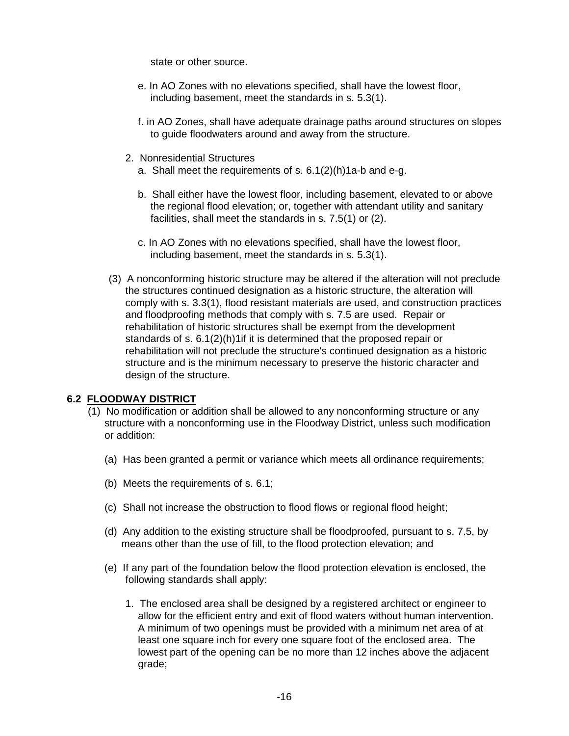state or other source.

e. In AO Zones with no elevations specified, shall have the lowest floor, including basement, meet the standards in s. 5.3(1).

f. in AO Zones, shall have adequate drainage paths around structures on slopes to guide floodwaters around and away from the structure.

2. Nonresidential Structures

a. Shall meet the requirements of s. 6.1(2)(h)1a-b and e-g.

b. Shall either have the lowest floor, including basement, elevated to or above the regional flood elevation; or, together with attendant utility and sanitary facilities, shall meet the standards in s. 7.5(1) or (2).

c. In AO Zones with no elevations specified, shall have the lowest floor, including basement, meet the standards in s. 5.3(1).

(3) A nonconforming historic structure may be altered if the alteration will not preclude the structures continued designation as a historic structure, the alteration will comply with s. 3.3(1), flood resistant materials are used, and construction practices and floodproofing methods that comply with s. 7.5 are used. Repair or rehabilitation of historic structures shall be exempt from the development standards of s. 6.1(2)(h)1if it is determined that the proposed repair or rehabilitation will not preclude the structure's continued designation as a historic structure and is the minimum necessary to preserve the historic character and design of the structure.

## 6.2 FLOODWAY DISTRICT

(1) No modification or addition shall be allowed to any nonconforming structure or any structure with a nonconforming use in the Floodway District, unless such modification or addition:

(a) Has been granted a permit or variance which meets all ordinance requirements;

(b) Meets the requirements of s. 6.1;

(c) Shall not increase the obstruction to flood flows or regional flood height;

(d) Any addition to the existing structure shall be floodproofed, pursuant to s. 7.5, by means other than the use of fill, to the flood protection elevation; and

(e) If any part of the foundation below the flood protection elevation is enclosed, the following standards shall apply:

1. The enclosed area shall be designed by a registered architect or engineer to allow for the efficient entry and exit of flood waters without human intervention. A minimum of two openings must be provided with a minimum net area of at least one square inch for every one square foot of the enclosed area. The lowest part of the opening can be no more than 12 inches above the adjacent grade;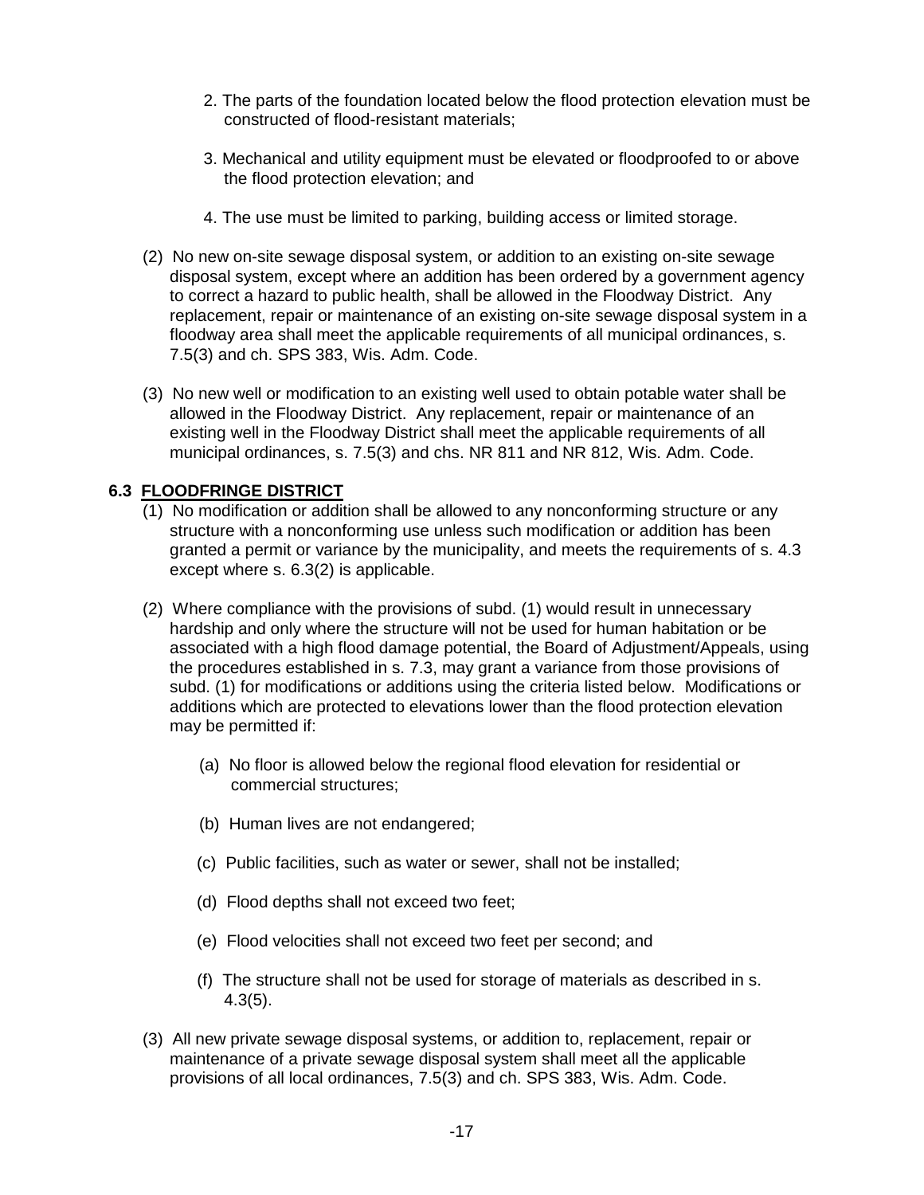2. The parts of the foundation located below the flood protection elevation must be constructed of flood-resistant materials;

3. Mechanical and utility equipment must be elevated or floodproofed to or above the flood protection elevation; and

4. The use must be limited to parking, building access or limited storage.

(2) No new on-site sewage disposal system, or addition to an existing on-site sewage disposal system, except where an addition has been ordered by a government agency to correct a hazard to public health, shall be allowed in the Floodway District. Any replacement, repair or maintenance of an existing on-site sewage disposal system in a floodway area shall meet the applicable requirements of all municipal ordinances, s. 7.5(3) and ch. SPS 383, Wis. Adm. Code.

(3) No new well or modification to an existing well used to obtain potable water shall be allowed in the Floodway District. Any replacement, repair or maintenance of an existing well in the Floodway District shall meet the applicable requirements of all municipal ordinances, s. 7.5(3) and chs. NR 811 and NR 812, Wis. Adm. Code.

### 6.3 FLOODFRINGE DISTRICT

(1) No modification or addition shall be allowed to any nonconforming structure or any structure with a nonconforming use unless such modification or addition has been granted a permit or variance by the municipality, and meets the requirements of s. 4.3 except where s. 6.3(2) is applicable.

(2) Where compliance with the provisions of subd. (1) would result in unnecessary hardship and only where the structure will not be used for human habitation or be associated with a high flood damage potential, the Board of Adjustment/Appeals, using the procedures established in s. 7.3, may grant a variance from those provisions of subd. (1) for modifications or additions using the criteria listed below. Modifications or additions which are protected to elevations lower than the flood protection elevation may be permitted if:

(a) No floor is allowed below the regional flood elevation for residential or commercial structures;

(b) Human lives are not endangered;

(c) Public facilities, such as water or sewer, shall not be installed;

(d) Flood depths shall not exceed two feet;

(e) Flood velocities shall not exceed two feet per second; and

(f) The structure shall not be used for storage of materials as described in s. 4.3(5).

(3) All new private sewage disposal systems, or addition to, replacement, repair or maintenance of a private sewage disposal system shall meet all the applicable provisions of all local ordinances, 7.5(3) and ch. SPS 383, Wis. Adm. Code.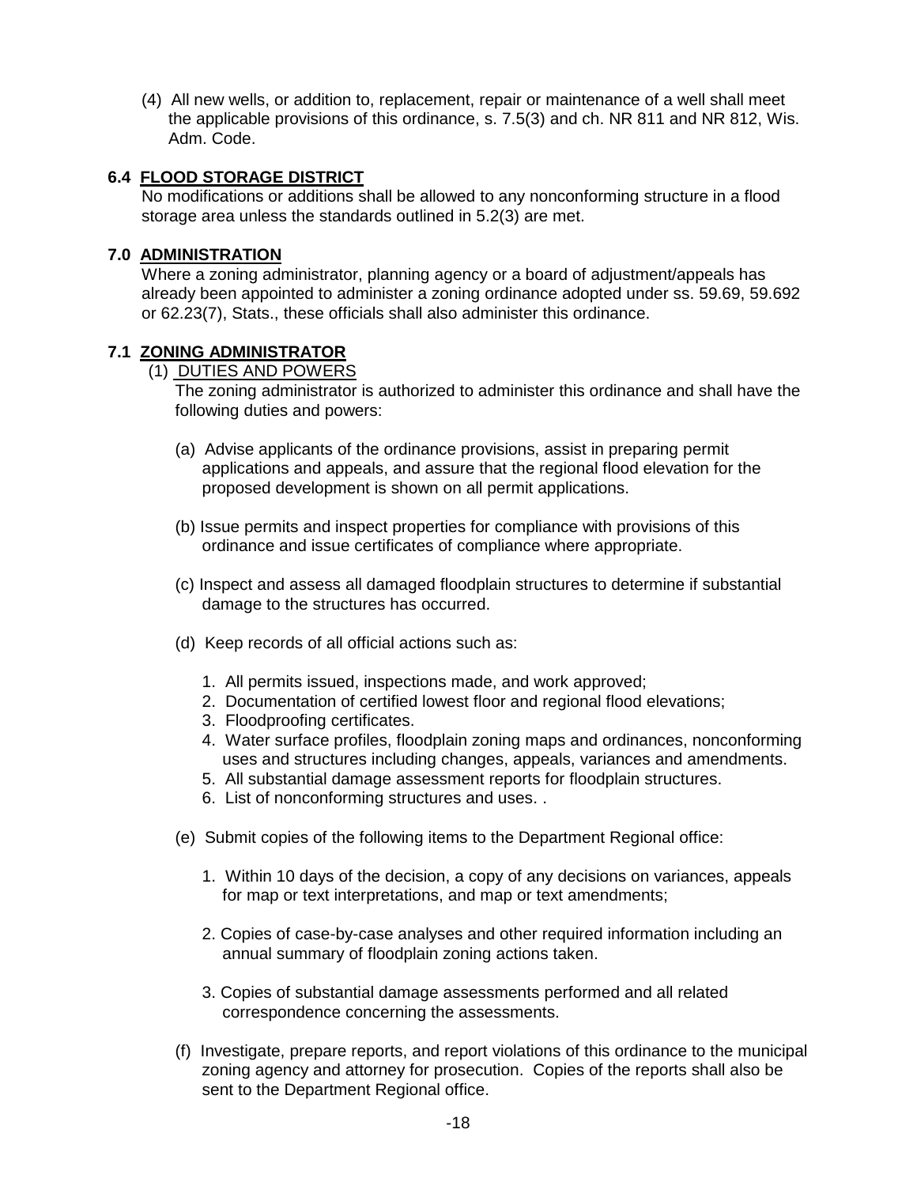(4) All new wells, or addition to, replacement, repair or maintenance of a well shall meet the applicable provisions of this ordinance, s. 7.5(3) and ch. NR 811 and NR 812, Wis. Adm. Code.

### 6.4 FLOOD STORAGE DISTRICT

No modifications or additions shall be allowed to any nonconforming structure in a flood storage area unless the standards outlined in 5.2(3) are met.

## 7.0 ADMINISTRATION

Where a zoning administrator, planning agency or a board of adjustment/appeals has already been appointed to administer a zoning ordinance adopted under ss. 59.69, 59.692 or 62.23(7), Stats., these officials shall also administer this ordinance.

### 7.1 ZONING ADMINISTRATOR

(1) DUTIES AND POWERS

The zoning administrator is authorized to administer this ordinance and shall have the following duties and powers:

(a) Advise applicants of the ordinance provisions, assist in preparing permit applications and appeals, and assure that the regional flood elevation for the proposed development is shown on all permit applications.

(b) Issue permits and inspect properties for compliance with provisions of this ordinance and issue certificates of compliance where appropriate.

(c) Inspect and assess all damaged floodplain structures to determine if substantial damage to the structures has occurred.

(d) Keep records of all official actions such as:

1. All permits issued, inspections made, and work approved;
2. Documentation of certified lowest floor and regional flood elevations;
3. Floodproofing certificates.
4. Water surface profiles, floodplain zoning maps and ordinances, nonconforming uses and structures including changes, appeals, variances and amendments.
5. All substantial damage assessment reports for floodplain structures.
6. List of nonconforming structures and uses. .

(e) Submit copies of the following items to the Department Regional office:

1. Within 10 days of the decision, a copy of any decisions on variances, appeals for map or text interpretations, and map or text amendments;

2. Copies of case-by-case analyses and other required information including an annual summary of floodplain zoning actions taken.

3. Copies of substantial damage assessments performed and all related correspondence concerning the assessments.

(f) Investigate, prepare reports, and report violations of this ordinance to the municipal zoning agency and attorney for prosecution. Copies of the reports shall also be sent to the Department Regional office.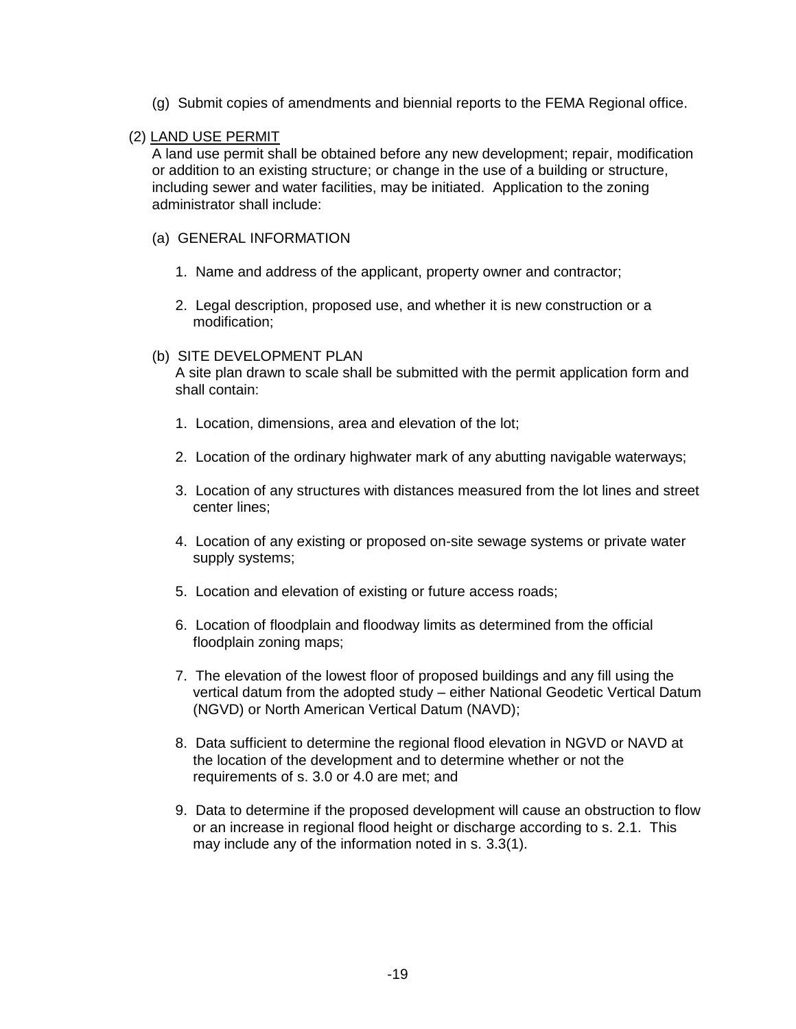(g) Submit copies of amendments and biennial reports to the FEMA Regional office.

(2) <u>LAND USE PERMIT</u>

A land use permit shall be obtained before any new development; repair, modification or addition to an existing structure; or change in the use of a building or structure, including sewer and water facilities, may be initiated. Application to the zoning administrator shall include:

(a) GENERAL INFORMATION

1. Name and address of the applicant, property owner and contractor;

2. Legal description, proposed use, and whether it is new construction or a modification;

(b) SITE DEVELOPMENT PLAN

A site plan drawn to scale shall be submitted with the permit application form and shall contain:

1. Location, dimensions, area and elevation of the lot;

2. Location of the ordinary highwater mark of any abutting navigable waterways;

3. Location of any structures with distances measured from the lot lines and street center lines;

4. Location of any existing or proposed on-site sewage systems or private water supply systems;

5. Location and elevation of existing or future access roads;

6. Location of floodplain and floodway limits as determined from the official floodplain zoning maps;

7. The elevation of the lowest floor of proposed buildings and any fill using the vertical datum from the adopted study – either National Geodetic Vertical Datum (NGVD) or North American Vertical Datum (NAVD);

8. Data sufficient to determine the regional flood elevation in NGVD or NAVD at the location of the development and to determine whether or not the requirements of s. 3.0 or 4.0 are met; and

9. Data to determine if the proposed development will cause an obstruction to flow or an increase in regional flood height or discharge according to s. 2.1. This may include any of the information noted in s. 3.3(1).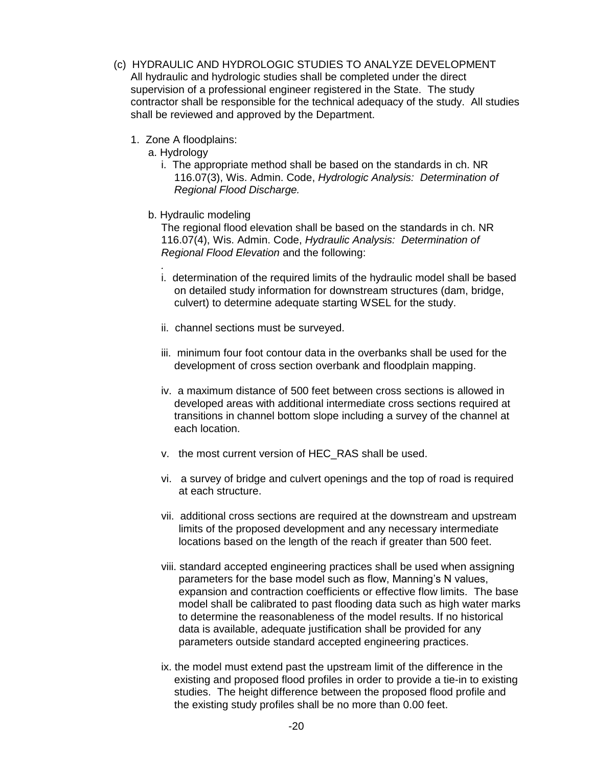(c) HYDRAULIC AND HYDROLOGIC STUDIES TO ANALYZE DEVELOPMENT

All hydraulic and hydrologic studies shall be completed under the direct supervision of a professional engineer registered in the State. The study contractor shall be responsible for the technical adequacy of the study. All studies shall be reviewed and approved by the Department.

1. Zone A floodplains:

   a. Hydrology

      i. The appropriate method shall be based on the standards in ch. NR 116.07(3), Wis. Admin. Code, *Hydrologic Analysis: Determination of Regional Flood Discharge.*

   b. Hydraulic modeling

      The regional flood elevation shall be based on the standards in ch. NR 116.07(4), Wis. Admin. Code, *Hydraulic Analysis: Determination of Regional Flood Elevation* and the following:

      .

      i. determination of the required limits of the hydraulic model shall be based on detailed study information for downstream structures (dam, bridge, culvert) to determine adequate starting WSEL for the study.

      ii. channel sections must be surveyed.

      iii. minimum four foot contour data in the overbanks shall be used for the development of cross section overbank and floodplain mapping.

      iv. a maximum distance of 500 feet between cross sections is allowed in developed areas with additional intermediate cross sections required at transitions in channel bottom slope including a survey of the channel at each location.

      v. the most current version of HEC_RAS shall be used.

      vi. a survey of bridge and culvert openings and the top of road is required at each structure.

      vii. additional cross sections are required at the downstream and upstream limits of the proposed development and any necessary intermediate locations based on the length of the reach if greater than 500 feet.

      viii. standard accepted engineering practices shall be used when assigning parameters for the base model such as flow, Manning's N values, expansion and contraction coefficients or effective flow limits. The base model shall be calibrated to past flooding data such as high water marks to determine the reasonableness of the model results. If no historical data is available, adequate justification shall be provided for any parameters outside standard accepted engineering practices.

      ix. the model must extend past the upstream limit of the difference in the existing and proposed flood profiles in order to provide a tie-in to existing studies. The height difference between the proposed flood profile and the existing study profiles shall be no more than 0.00 feet.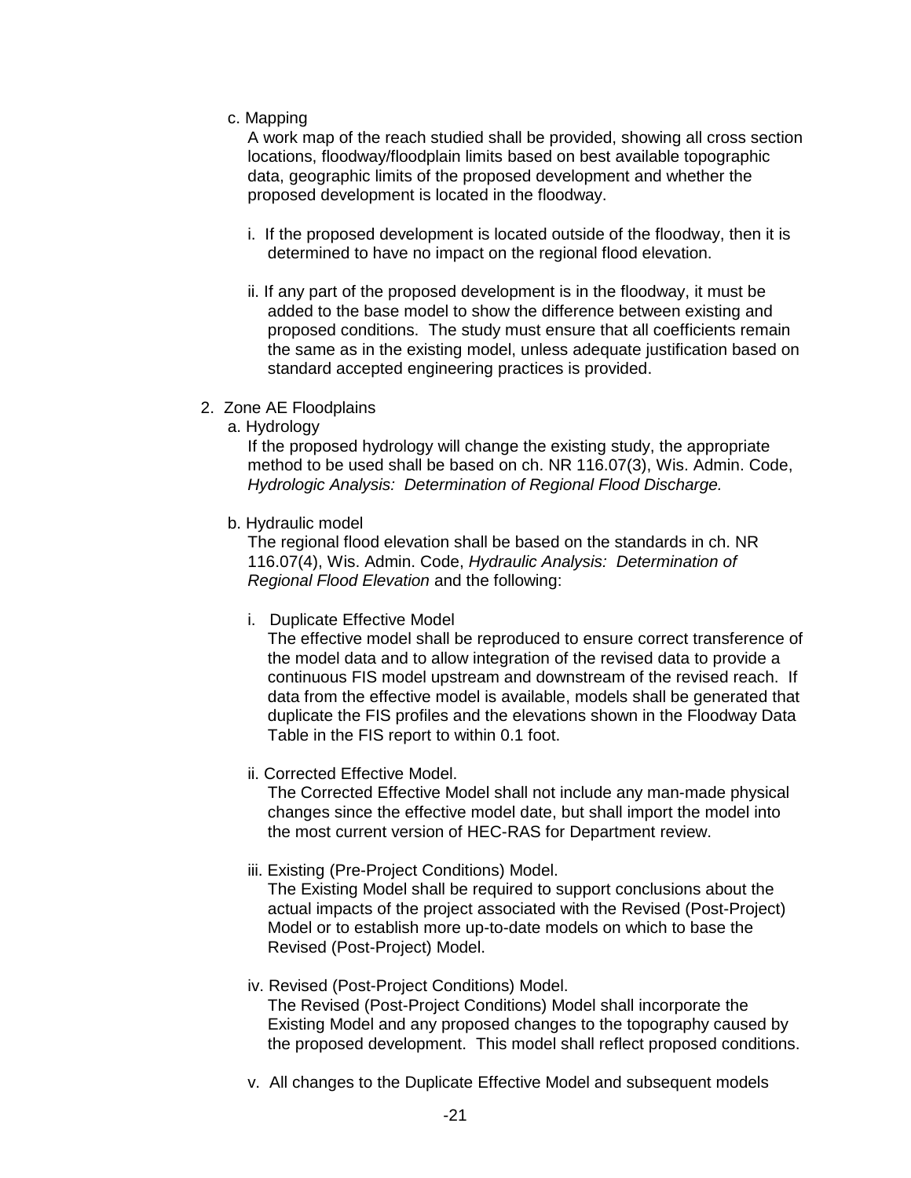c. Mapping

A work map of the reach studied shall be provided, showing all cross section locations, floodway/floodplain limits based on best available topographic data, geographic limits of the proposed development and whether the proposed development is located in the floodway.

i. If the proposed development is located outside of the floodway, then it is determined to have no impact on the regional flood elevation.

ii. If any part of the proposed development is in the floodway, it must be added to the base model to show the difference between existing and proposed conditions. The study must ensure that all coefficients remain the same as in the existing model, unless adequate justification based on standard accepted engineering practices is provided.

2. Zone AE Floodplains

a. Hydrology

If the proposed hydrology will change the existing study, the appropriate method to be used shall be based on ch. NR 116.07(3), Wis. Admin. Code, *Hydrologic Analysis: Determination of Regional Flood Discharge.*

b. Hydraulic model

The regional flood elevation shall be based on the standards in ch. NR 116.07(4), Wis. Admin. Code, *Hydraulic Analysis: Determination of Regional Flood Elevation* and the following:

i. Duplicate Effective Model

The effective model shall be reproduced to ensure correct transference of the model data and to allow integration of the revised data to provide a continuous FIS model upstream and downstream of the revised reach. If data from the effective model is available, models shall be generated that duplicate the FIS profiles and the elevations shown in the Floodway Data Table in the FIS report to within 0.1 foot.

ii. Corrected Effective Model.

The Corrected Effective Model shall not include any man-made physical changes since the effective model date, but shall import the model into the most current version of HEC-RAS for Department review.

iii. Existing (Pre-Project Conditions) Model.

The Existing Model shall be required to support conclusions about the actual impacts of the project associated with the Revised (Post-Project) Model or to establish more up-to-date models on which to base the Revised (Post-Project) Model.

iv. Revised (Post-Project Conditions) Model.

The Revised (Post-Project Conditions) Model shall incorporate the Existing Model and any proposed changes to the topography caused by the proposed development. This model shall reflect proposed conditions.

v. All changes to the Duplicate Effective Model and subsequent models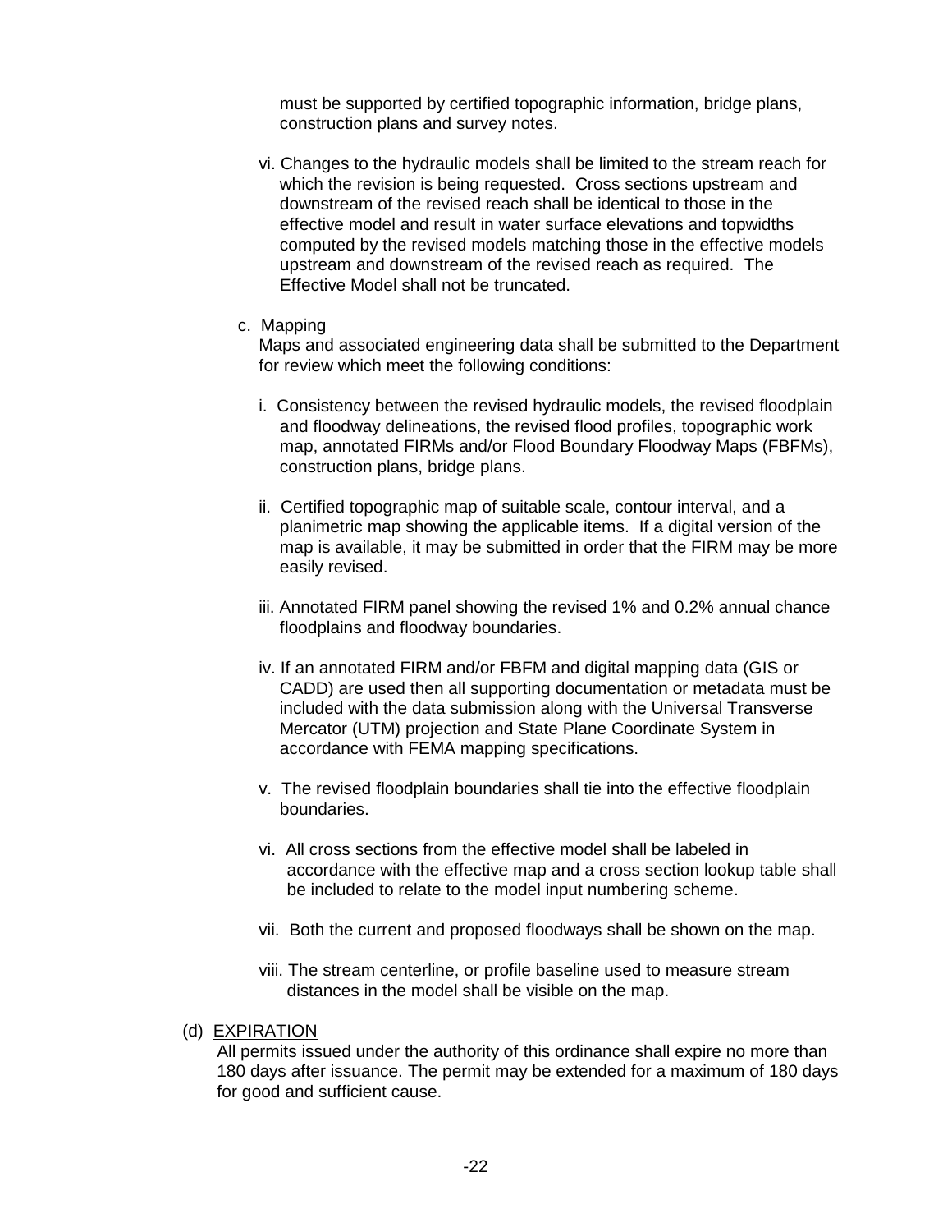must be supported by certified topographic information, bridge plans, construction plans and survey notes.

vi. Changes to the hydraulic models shall be limited to the stream reach for which the revision is being requested. Cross sections upstream and downstream of the revised reach shall be identical to those in the effective model and result in water surface elevations and topwidths computed by the revised models matching those in the effective models upstream and downstream of the revised reach as required. The Effective Model shall not be truncated.

c. Mapping

Maps and associated engineering data shall be submitted to the Department for review which meet the following conditions:

i. Consistency between the revised hydraulic models, the revised floodplain and floodway delineations, the revised flood profiles, topographic work map, annotated FIRMs and/or Flood Boundary Floodway Maps (FBFMs), construction plans, bridge plans.

ii. Certified topographic map of suitable scale, contour interval, and a planimetric map showing the applicable items. If a digital version of the map is available, it may be submitted in order that the FIRM may be more easily revised.

iii. Annotated FIRM panel showing the revised 1% and 0.2% annual chance floodplains and floodway boundaries.

iv. If an annotated FIRM and/or FBFM and digital mapping data (GIS or CADD) are used then all supporting documentation or metadata must be included with the data submission along with the Universal Transverse Mercator (UTM) projection and State Plane Coordinate System in accordance with FEMA mapping specifications.

v. The revised floodplain boundaries shall tie into the effective floodplain boundaries.

vi. All cross sections from the effective model shall be labeled in accordance with the effective map and a cross section lookup table shall be included to relate to the model input numbering scheme.

vii. Both the current and proposed floodways shall be shown on the map.

viii. The stream centerline, or profile baseline used to measure stream distances in the model shall be visible on the map.

(d) <u>EXPIRATION</u>

All permits issued under the authority of this ordinance shall expire no more than 180 days after issuance. The permit may be extended for a maximum of 180 days for good and sufficient cause.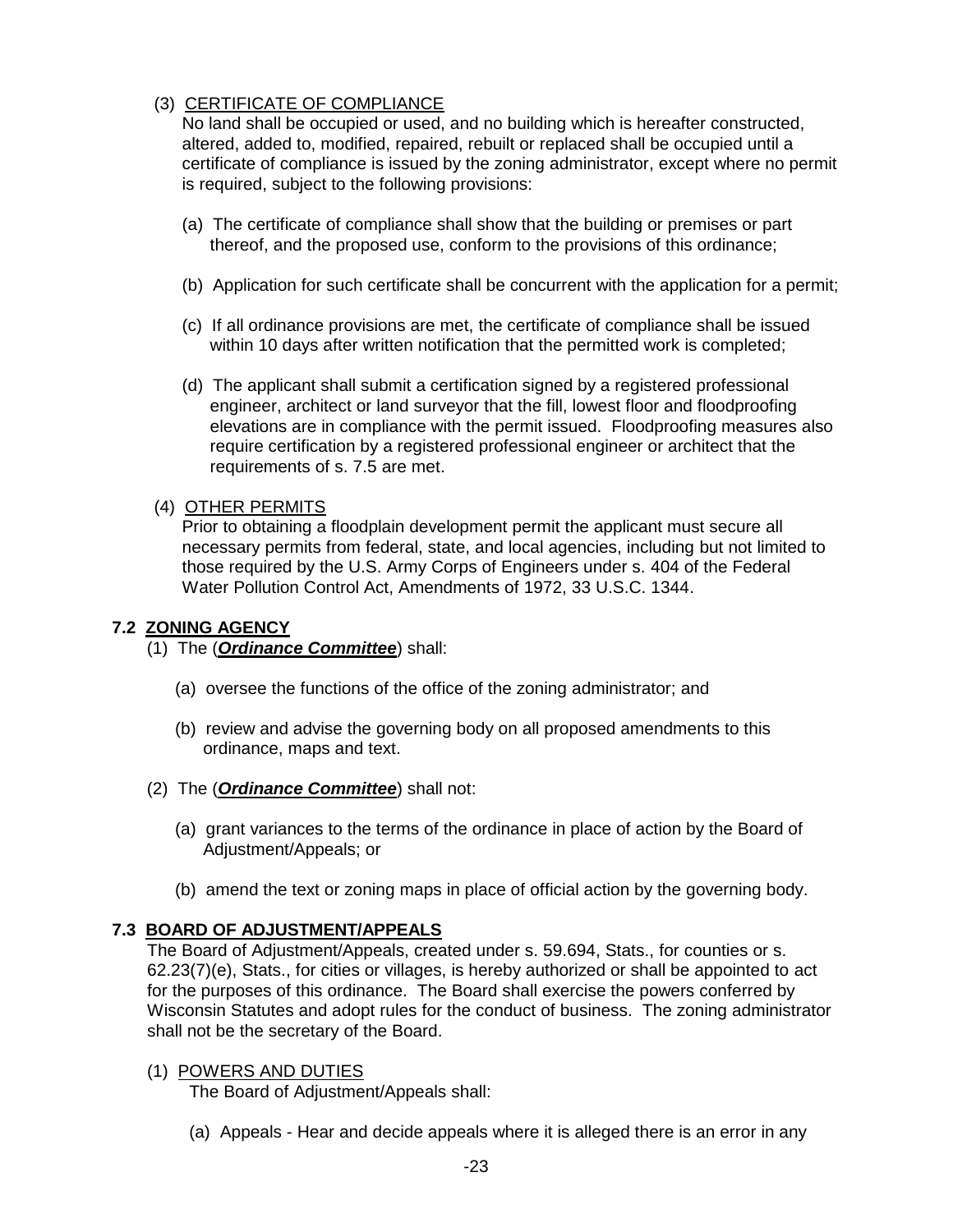(3) CERTIFICATE OF COMPLIANCE

No land shall be occupied or used, and no building which is hereafter constructed, altered, added to, modified, repaired, rebuilt or replaced shall be occupied until a certificate of compliance is issued by the zoning administrator, except where no permit is required, subject to the following provisions:

(a) The certificate of compliance shall show that the building or premises or part thereof, and the proposed use, conform to the provisions of this ordinance;

(b) Application for such certificate shall be concurrent with the application for a permit;

(c) If all ordinance provisions are met, the certificate of compliance shall be issued within 10 days after written notification that the permitted work is completed;

(d) The applicant shall submit a certification signed by a registered professional engineer, architect or land surveyor that the fill, lowest floor and floodproofing elevations are in compliance with the permit issued. Floodproofing measures also require certification by a registered professional engineer or architect that the requirements of s. 7.5 are met.

(4) OTHER PERMITS

Prior to obtaining a floodplain development permit the applicant must secure all necessary permits from federal, state, and local agencies, including but not limited to those required by the U.S. Army Corps of Engineers under s. 404 of the Federal Water Pollution Control Act, Amendments of 1972, 33 U.S.C. 1344.

## 7.2 ZONING AGENCY

(1) The (***Ordinance Committee***) shall:

(a) oversee the functions of the office of the zoning administrator; and

(b) review and advise the governing body on all proposed amendments to this ordinance, maps and text.

(2) The (***Ordinance Committee***) shall not:

(a) grant variances to the terms of the ordinance in place of action by the Board of Adjustment/Appeals; or

(b) amend the text or zoning maps in place of official action by the governing body.

## 7.3 BOARD OF ADJUSTMENT/APPEALS

The Board of Adjustment/Appeals, created under s. 59.694, Stats., for counties or s. 62.23(7)(e), Stats., for cities or villages, is hereby authorized or shall be appointed to act for the purposes of this ordinance. The Board shall exercise the powers conferred by Wisconsin Statutes and adopt rules for the conduct of business. The zoning administrator shall not be the secretary of the Board.

(1) POWERS AND DUTIES

The Board of Adjustment/Appeals shall:

(a) Appeals - Hear and decide appeals where it is alleged there is an error in any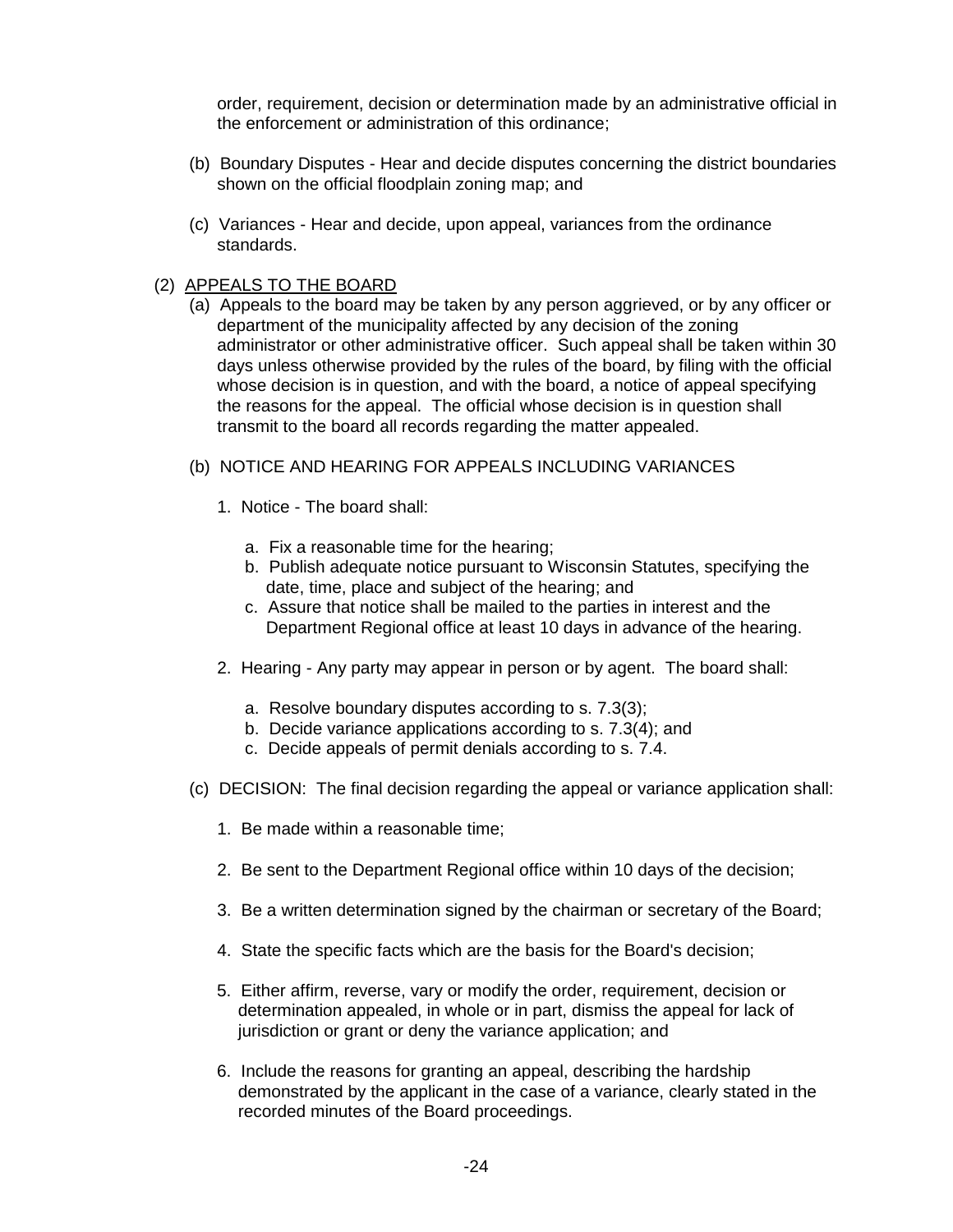order, requirement, decision or determination made by an administrative official in the enforcement or administration of this ordinance;

(b) Boundary Disputes - Hear and decide disputes concerning the district boundaries shown on the official floodplain zoning map; and

(c) Variances - Hear and decide, upon appeal, variances from the ordinance standards.

(2) <u>APPEALS TO THE BOARD</u>

(a) Appeals to the board may be taken by any person aggrieved, or by any officer or department of the municipality affected by any decision of the zoning administrator or other administrative officer. Such appeal shall be taken within 30 days unless otherwise provided by the rules of the board, by filing with the official whose decision is in question, and with the board, a notice of appeal specifying the reasons for the appeal. The official whose decision is in question shall transmit to the board all records regarding the matter appealed.

(b) NOTICE AND HEARING FOR APPEALS INCLUDING VARIANCES

1. Notice - The board shall:

   a. Fix a reasonable time for the hearing;
   b. Publish adequate notice pursuant to Wisconsin Statutes, specifying the date, time, place and subject of the hearing; and
   c. Assure that notice shall be mailed to the parties in interest and the Department Regional office at least 10 days in advance of the hearing.

2. Hearing - Any party may appear in person or by agent. The board shall:

   a. Resolve boundary disputes according to s. 7.3(3);
   b. Decide variance applications according to s. 7.3(4); and
   c. Decide appeals of permit denials according to s. 7.4.

(c) DECISION: The final decision regarding the appeal or variance application shall:

1. Be made within a reasonable time;

2. Be sent to the Department Regional office within 10 days of the decision;

3. Be a written determination signed by the chairman or secretary of the Board;

4. State the specific facts which are the basis for the Board's decision;

5. Either affirm, reverse, vary or modify the order, requirement, decision or determination appealed, in whole or in part, dismiss the appeal for lack of jurisdiction or grant or deny the variance application; and

6. Include the reasons for granting an appeal, describing the hardship demonstrated by the applicant in the case of a variance, clearly stated in the recorded minutes of the Board proceedings.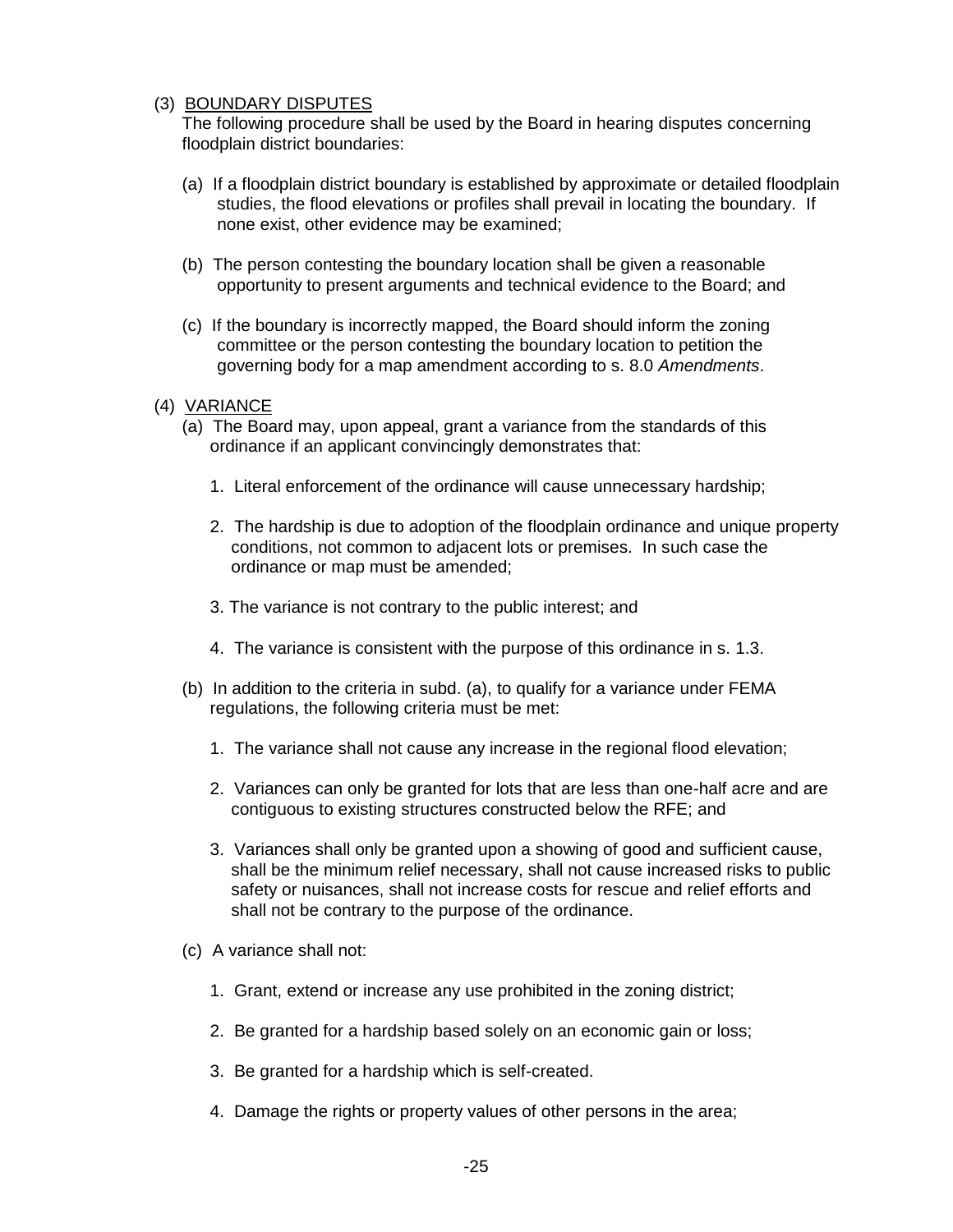(3) BOUNDARY DISPUTES

The following procedure shall be used by the Board in hearing disputes concerning floodplain district boundaries:

(a) If a floodplain district boundary is established by approximate or detailed floodplain studies, the flood elevations or profiles shall prevail in locating the boundary. If none exist, other evidence may be examined;

(b) The person contesting the boundary location shall be given a reasonable opportunity to present arguments and technical evidence to the Board; and

(c) If the boundary is incorrectly mapped, the Board should inform the zoning committee or the person contesting the boundary location to petition the governing body for a map amendment according to s. 8.0 *Amendments*.

(4) VARIANCE

(a) The Board may, upon appeal, grant a variance from the standards of this ordinance if an applicant convincingly demonstrates that:

1. Literal enforcement of the ordinance will cause unnecessary hardship;

2. The hardship is due to adoption of the floodplain ordinance and unique property conditions, not common to adjacent lots or premises. In such case the ordinance or map must be amended;

3. The variance is not contrary to the public interest; and

4. The variance is consistent with the purpose of this ordinance in s. 1.3.

(b) In addition to the criteria in subd. (a), to qualify for a variance under FEMA regulations, the following criteria must be met:

1. The variance shall not cause any increase in the regional flood elevation;

2. Variances can only be granted for lots that are less than one-half acre and are contiguous to existing structures constructed below the RFE; and

3. Variances shall only be granted upon a showing of good and sufficient cause, shall be the minimum relief necessary, shall not cause increased risks to public safety or nuisances, shall not increase costs for rescue and relief efforts and shall not be contrary to the purpose of the ordinance.

(c) A variance shall not:

1. Grant, extend or increase any use prohibited in the zoning district;

2. Be granted for a hardship based solely on an economic gain or loss;

3. Be granted for a hardship which is self-created.

4. Damage the rights or property values of other persons in the area;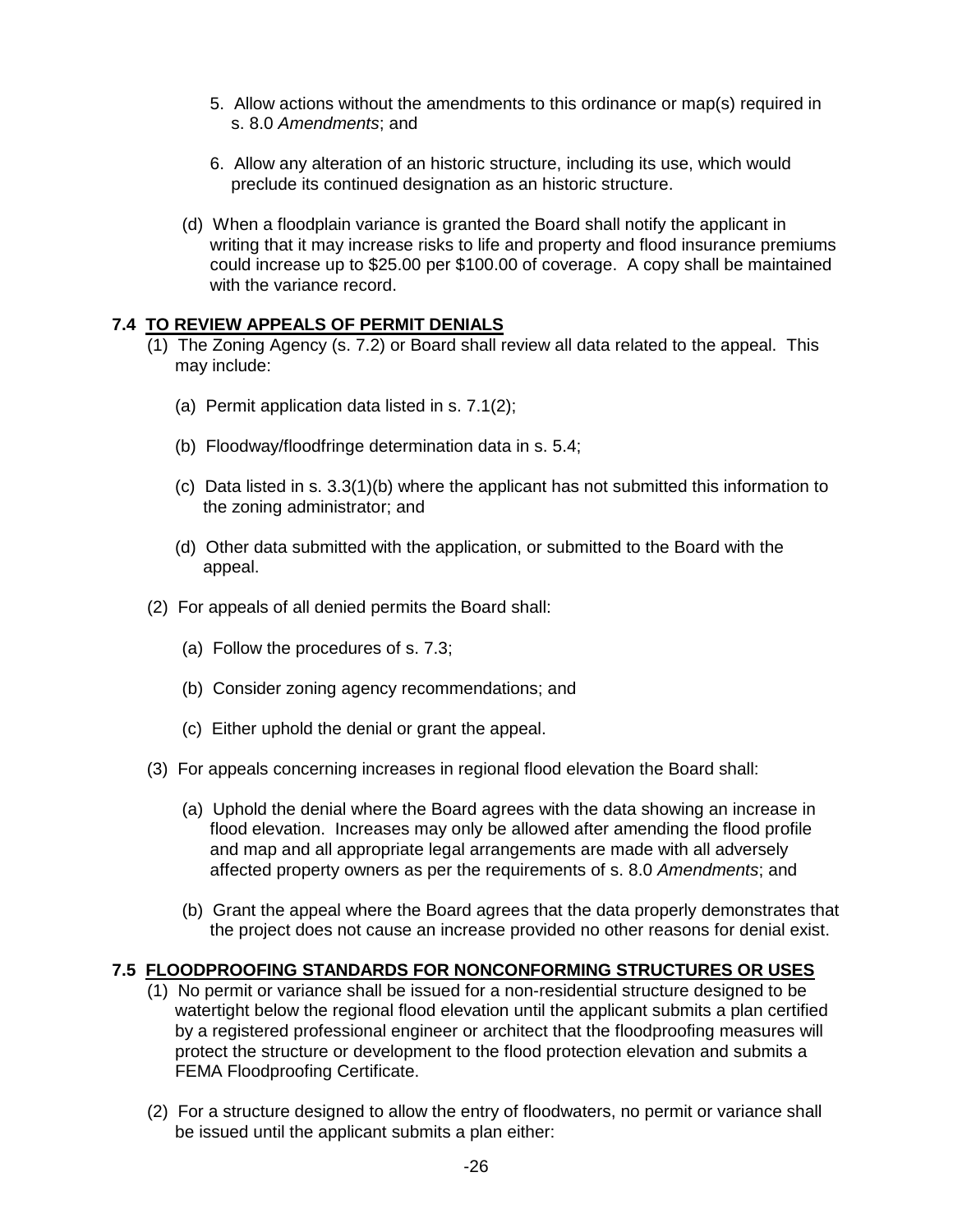5. Allow actions without the amendments to this ordinance or map(s) required in s. 8.0 *Amendments*; and

6. Allow any alteration of an historic structure, including its use, which would preclude its continued designation as an historic structure.

(d) When a floodplain variance is granted the Board shall notify the applicant in writing that it may increase risks to life and property and flood insurance premiums could increase up to $25.00 per $100.00 of coverage. A copy shall be maintained with the variance record.

## 7.4 TO REVIEW APPEALS OF PERMIT DENIALS

(1) The Zoning Agency (s. 7.2) or Board shall review all data related to the appeal. This may include:

(a) Permit application data listed in s. 7.1(2);

(b) Floodway/floodfringe determination data in s. 5.4;

(c) Data listed in s. 3.3(1)(b) where the applicant has not submitted this information to the zoning administrator; and

(d) Other data submitted with the application, or submitted to the Board with the appeal.

(2) For appeals of all denied permits the Board shall:

(a) Follow the procedures of s. 7.3;

(b) Consider zoning agency recommendations; and

(c) Either uphold the denial or grant the appeal.

(3) For appeals concerning increases in regional flood elevation the Board shall:

(a) Uphold the denial where the Board agrees with the data showing an increase in flood elevation. Increases may only be allowed after amending the flood profile and map and all appropriate legal arrangements are made with all adversely affected property owners as per the requirements of s. 8.0 *Amendments*; and

(b) Grant the appeal where the Board agrees that the data properly demonstrates that the project does not cause an increase provided no other reasons for denial exist.

## 7.5 FLOODPROOFING STANDARDS FOR NONCONFORMING STRUCTURES OR USES

(1) No permit or variance shall be issued for a non-residential structure designed to be watertight below the regional flood elevation until the applicant submits a plan certified by a registered professional engineer or architect that the floodproofing measures will protect the structure or development to the flood protection elevation and submits a FEMA Floodproofing Certificate.

(2) For a structure designed to allow the entry of floodwaters, no permit or variance shall be issued until the applicant submits a plan either: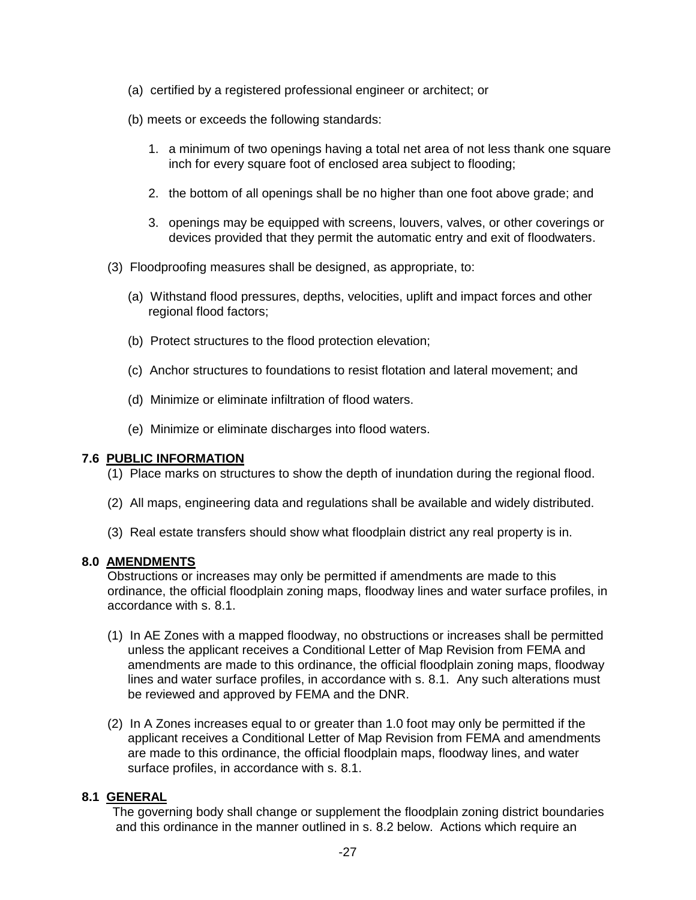(a) certified by a registered professional engineer or architect; or

(b) meets or exceeds the following standards:

1. a minimum of two openings having a total net area of not less thank one square inch for every square foot of enclosed area subject to flooding;

2. the bottom of all openings shall be no higher than one foot above grade; and

3. openings may be equipped with screens, louvers, valves, or other coverings or devices provided that they permit the automatic entry and exit of floodwaters.

(3) Floodproofing measures shall be designed, as appropriate, to:

(a) Withstand flood pressures, depths, velocities, uplift and impact forces and other regional flood factors;

(b) Protect structures to the flood protection elevation;

(c) Anchor structures to foundations to resist flotation and lateral movement; and

(d) Minimize or eliminate infiltration of flood waters.

(e) Minimize or eliminate discharges into flood waters.

### 7.6 PUBLIC INFORMATION

(1) Place marks on structures to show the depth of inundation during the regional flood.

(2) All maps, engineering data and regulations shall be available and widely distributed.

(3) Real estate transfers should show what floodplain district any real property is in.

## 8.0 AMENDMENTS

Obstructions or increases may only be permitted if amendments are made to this ordinance, the official floodplain zoning maps, floodway lines and water surface profiles, in accordance with s. 8.1.

(1) In AE Zones with a mapped floodway, no obstructions or increases shall be permitted unless the applicant receives a Conditional Letter of Map Revision from FEMA and amendments are made to this ordinance, the official floodplain zoning maps, floodway lines and water surface profiles, in accordance with s. 8.1. Any such alterations must be reviewed and approved by FEMA and the DNR.

(2) In A Zones increases equal to or greater than 1.0 foot may only be permitted if the applicant receives a Conditional Letter of Map Revision from FEMA and amendments are made to this ordinance, the official floodplain maps, floodway lines, and water surface profiles, in accordance with s. 8.1.

### 8.1 GENERAL

The governing body shall change or supplement the floodplain zoning district boundaries and this ordinance in the manner outlined in s. 8.2 below. Actions which require an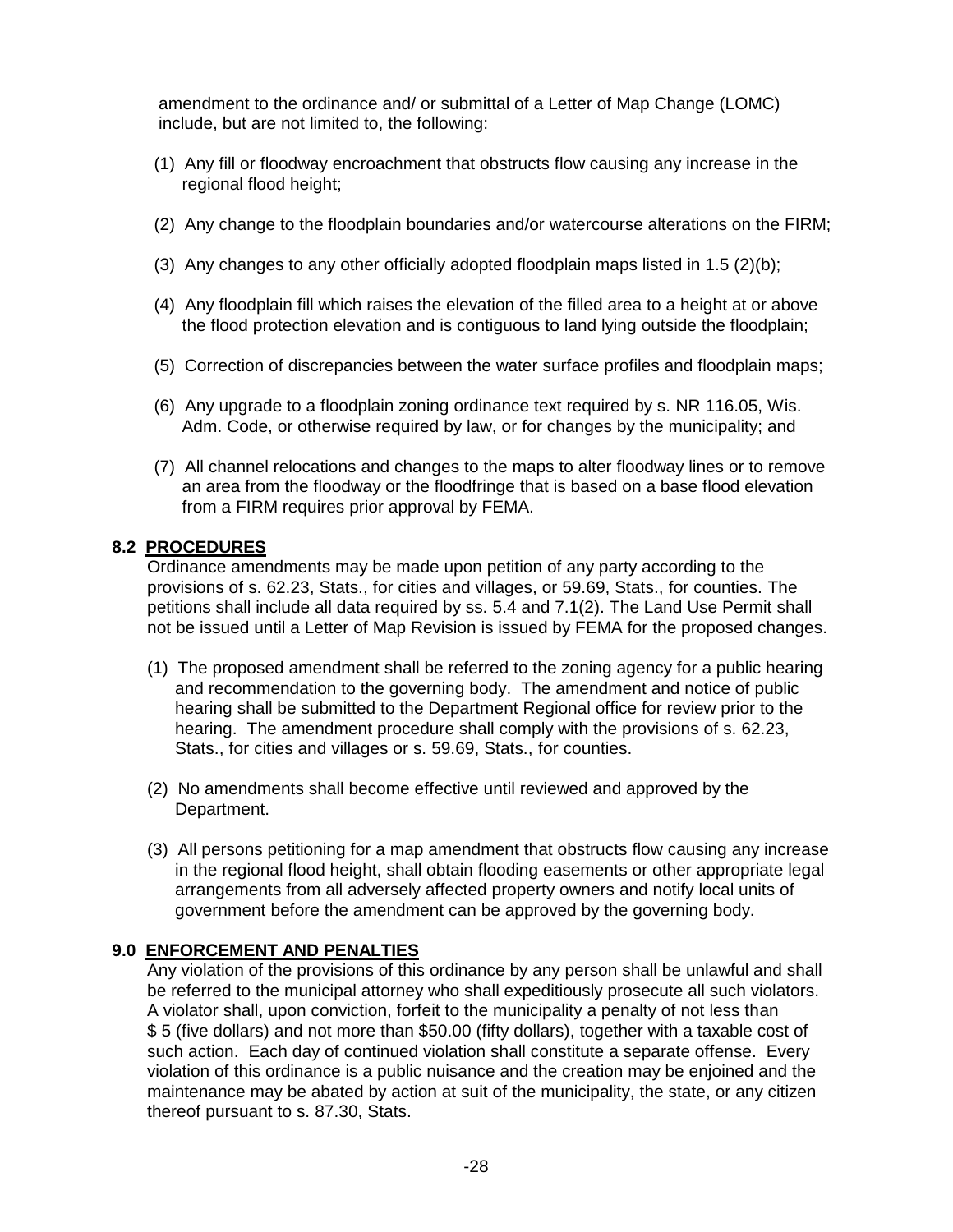amendment to the ordinance and/ or submittal of a Letter of Map Change (LOMC) include, but are not limited to, the following:

(1) Any fill or floodway encroachment that obstructs flow causing any increase in the regional flood height;

(2) Any change to the floodplain boundaries and/or watercourse alterations on the FIRM;

(3) Any changes to any other officially adopted floodplain maps listed in 1.5 (2)(b);

(4) Any floodplain fill which raises the elevation of the filled area to a height at or above the flood protection elevation and is contiguous to land lying outside the floodplain;

(5) Correction of discrepancies between the water surface profiles and floodplain maps;

(6) Any upgrade to a floodplain zoning ordinance text required by s. NR 116.05, Wis. Adm. Code, or otherwise required by law, or for changes by the municipality; and

(7) All channel relocations and changes to the maps to alter floodway lines or to remove an area from the floodway or the floodfringe that is based on a base flood elevation from a FIRM requires prior approval by FEMA.

## 8.2 PROCEDURES

Ordinance amendments may be made upon petition of any party according to the provisions of s. 62.23, Stats., for cities and villages, or 59.69, Stats., for counties. The petitions shall include all data required by ss. 5.4 and 7.1(2). The Land Use Permit shall not be issued until a Letter of Map Revision is issued by FEMA for the proposed changes.

(1) The proposed amendment shall be referred to the zoning agency for a public hearing and recommendation to the governing body. The amendment and notice of public hearing shall be submitted to the Department Regional office for review prior to the hearing. The amendment procedure shall comply with the provisions of s. 62.23, Stats., for cities and villages or s. 59.69, Stats., for counties.

(2) No amendments shall become effective until reviewed and approved by the Department.

(3) All persons petitioning for a map amendment that obstructs flow causing any increase in the regional flood height, shall obtain flooding easements or other appropriate legal arrangements from all adversely affected property owners and notify local units of government before the amendment can be approved by the governing body.

## 9.0 ENFORCEMENT AND PENALTIES

Any violation of the provisions of this ordinance by any person shall be unlawful and shall be referred to the municipal attorney who shall expeditiously prosecute all such violators. A violator shall, upon conviction, forfeit to the municipality a penalty of not less than $ 5 (five dollars) and not more than $50.00 (fifty dollars), together with a taxable cost of such action. Each day of continued violation shall constitute a separate offense. Every violation of this ordinance is a public nuisance and the creation may be enjoined and the maintenance may be abated by action at suit of the municipality, the state, or any citizen thereof pursuant to s. 87.30, Stats.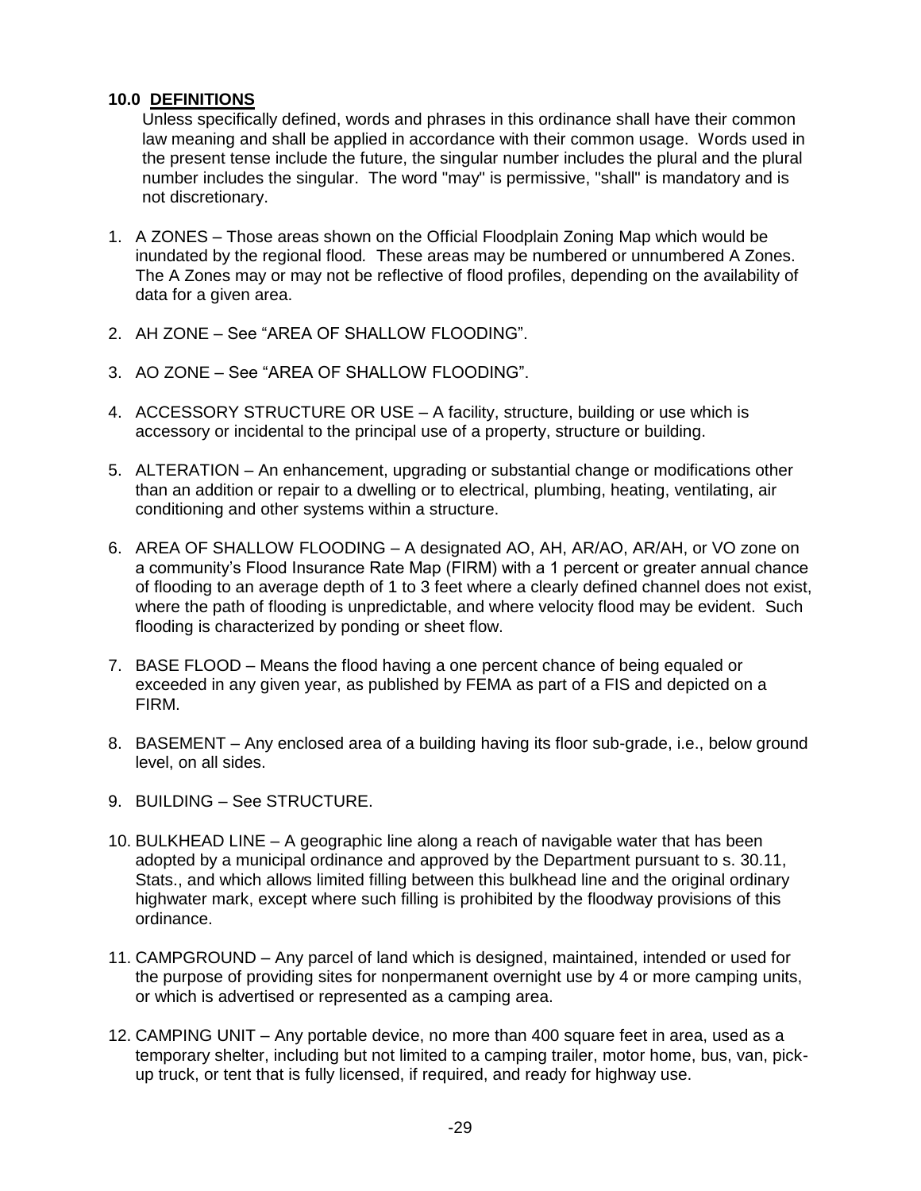## 10.0 DEFINITIONS

Unless specifically defined, words and phrases in this ordinance shall have their common law meaning and shall be applied in accordance with their common usage. Words used in the present tense include the future, the singular number includes the plural and the plural number includes the singular. The word "may" is permissive, "shall" is mandatory and is not discretionary.

1. A ZONES – Those areas shown on the Official Floodplain Zoning Map which would be inundated by the regional flood. These areas may be numbered or unnumbered A Zones. The A Zones may or may not be reflective of flood profiles, depending on the availability of data for a given area.

2. AH ZONE – See "AREA OF SHALLOW FLOODING".

3. AO ZONE – See "AREA OF SHALLOW FLOODING".

4. ACCESSORY STRUCTURE OR USE – A facility, structure, building or use which is accessory or incidental to the principal use of a property, structure or building.

5. ALTERATION – An enhancement, upgrading or substantial change or modifications other than an addition or repair to a dwelling or to electrical, plumbing, heating, ventilating, air conditioning and other systems within a structure.

6. AREA OF SHALLOW FLOODING – A designated AO, AH, AR/AO, AR/AH, or VO zone on a community's Flood Insurance Rate Map (FIRM) with a 1 percent or greater annual chance of flooding to an average depth of 1 to 3 feet where a clearly defined channel does not exist, where the path of flooding is unpredictable, and where velocity flood may be evident. Such flooding is characterized by ponding or sheet flow.

7. BASE FLOOD – Means the flood having a one percent chance of being equaled or exceeded in any given year, as published by FEMA as part of a FIS and depicted on a FIRM.

8. BASEMENT – Any enclosed area of a building having its floor sub-grade, i.e., below ground level, on all sides.

9. BUILDING – See STRUCTURE.

10. BULKHEAD LINE – A geographic line along a reach of navigable water that has been adopted by a municipal ordinance and approved by the Department pursuant to s. 30.11, Stats., and which allows limited filling between this bulkhead line and the original ordinary highwater mark, except where such filling is prohibited by the floodway provisions of this ordinance.

11. CAMPGROUND – Any parcel of land which is designed, maintained, intended or used for the purpose of providing sites for nonpermanent overnight use by 4 or more camping units, or which is advertised or represented as a camping area.

12. CAMPING UNIT – Any portable device, no more than 400 square feet in area, used as a temporary shelter, including but not limited to a camping trailer, motor home, bus, van, pick-up truck, or tent that is fully licensed, if required, and ready for highway use.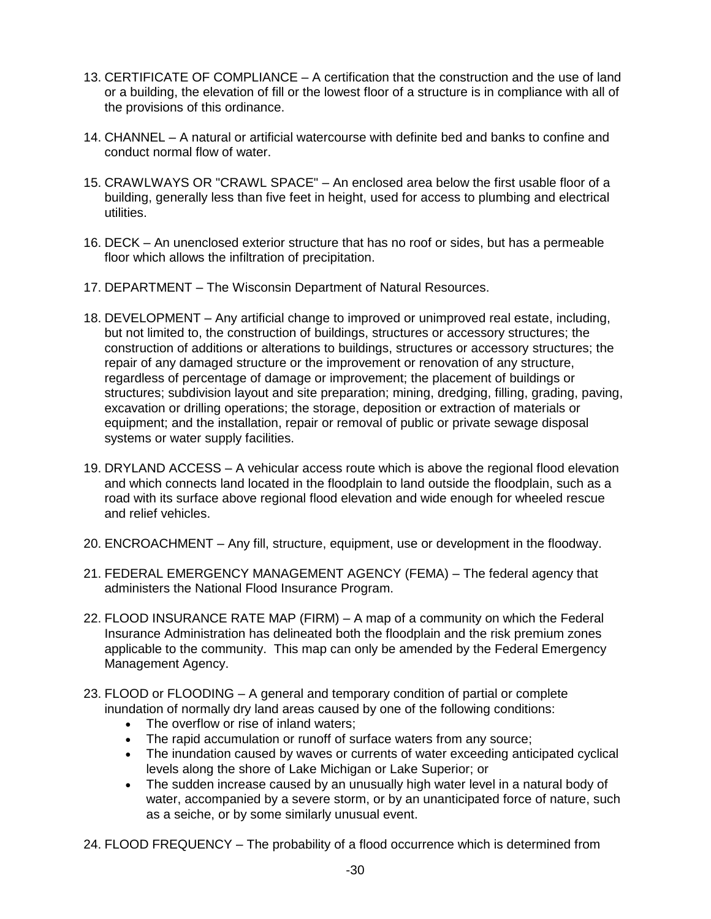13. CERTIFICATE OF COMPLIANCE – A certification that the construction and the use of land or a building, the elevation of fill or the lowest floor of a structure is in compliance with all of the provisions of this ordinance.

14. CHANNEL – A natural or artificial watercourse with definite bed and banks to confine and conduct normal flow of water.

15. CRAWLWAYS OR "CRAWL SPACE" – An enclosed area below the first usable floor of a building, generally less than five feet in height, used for access to plumbing and electrical utilities.

16. DECK – An unenclosed exterior structure that has no roof or sides, but has a permeable floor which allows the infiltration of precipitation.

17. DEPARTMENT – The Wisconsin Department of Natural Resources.

18. DEVELOPMENT – Any artificial change to improved or unimproved real estate, including, but not limited to, the construction of buildings, structures or accessory structures; the construction of additions or alterations to buildings, structures or accessory structures; the repair of any damaged structure or the improvement or renovation of any structure, regardless of percentage of damage or improvement; the placement of buildings or structures; subdivision layout and site preparation; mining, dredging, filling, grading, paving, excavation or drilling operations; the storage, deposition or extraction of materials or equipment; and the installation, repair or removal of public or private sewage disposal systems or water supply facilities.

19. DRYLAND ACCESS – A vehicular access route which is above the regional flood elevation and which connects land located in the floodplain to land outside the floodplain, such as a road with its surface above regional flood elevation and wide enough for wheeled rescue and relief vehicles.

20. ENCROACHMENT – Any fill, structure, equipment, use or development in the floodway.

21. FEDERAL EMERGENCY MANAGEMENT AGENCY (FEMA) – The federal agency that administers the National Flood Insurance Program.

22. FLOOD INSURANCE RATE MAP (FIRM) – A map of a community on which the Federal Insurance Administration has delineated both the floodplain and the risk premium zones applicable to the community. This map can only be amended by the Federal Emergency Management Agency.

23. FLOOD or FLOODING – A general and temporary condition of partial or complete inundation of normally dry land areas caused by one of the following conditions:
    - The overflow or rise of inland waters;
    - The rapid accumulation or runoff of surface waters from any source;
    - The inundation caused by waves or currents of water exceeding anticipated cyclical levels along the shore of Lake Michigan or Lake Superior; or
    - The sudden increase caused by an unusually high water level in a natural body of water, accompanied by a severe storm, or by an unanticipated force of nature, such as a seiche, or by some similarly unusual event.

24. FLOOD FREQUENCY – The probability of a flood occurrence which is determined from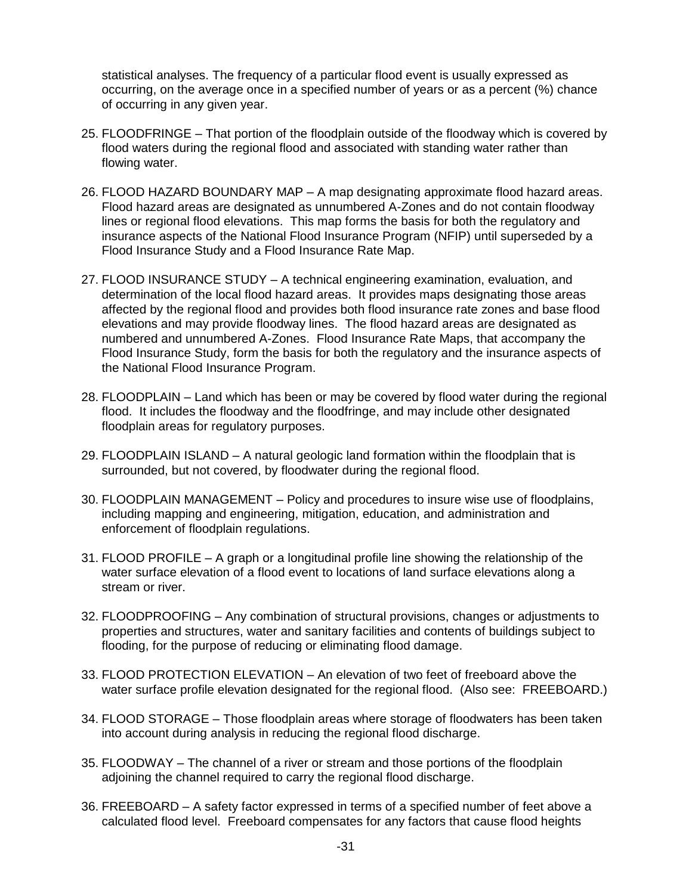statistical analyses. The frequency of a particular flood event is usually expressed as occurring, on the average once in a specified number of years or as a percent (%) chance of occurring in any given year.

25. FLOODFRINGE – That portion of the floodplain outside of the floodway which is covered by flood waters during the regional flood and associated with standing water rather than flowing water.

26. FLOOD HAZARD BOUNDARY MAP – A map designating approximate flood hazard areas. Flood hazard areas are designated as unnumbered A-Zones and do not contain floodway lines or regional flood elevations. This map forms the basis for both the regulatory and insurance aspects of the National Flood Insurance Program (NFIP) until superseded by a Flood Insurance Study and a Flood Insurance Rate Map.

27. FLOOD INSURANCE STUDY – A technical engineering examination, evaluation, and determination of the local flood hazard areas. It provides maps designating those areas affected by the regional flood and provides both flood insurance rate zones and base flood elevations and may provide floodway lines. The flood hazard areas are designated as numbered and unnumbered A-Zones. Flood Insurance Rate Maps, that accompany the Flood Insurance Study, form the basis for both the regulatory and the insurance aspects of the National Flood Insurance Program.

28. FLOODPLAIN – Land which has been or may be covered by flood water during the regional flood. It includes the floodway and the floodfringe, and may include other designated floodplain areas for regulatory purposes.

29. FLOODPLAIN ISLAND – A natural geologic land formation within the floodplain that is surrounded, but not covered, by floodwater during the regional flood.

30. FLOODPLAIN MANAGEMENT – Policy and procedures to insure wise use of floodplains, including mapping and engineering, mitigation, education, and administration and enforcement of floodplain regulations.

31. FLOOD PROFILE – A graph or a longitudinal profile line showing the relationship of the water surface elevation of a flood event to locations of land surface elevations along a stream or river.

32. FLOODPROOFING – Any combination of structural provisions, changes or adjustments to properties and structures, water and sanitary facilities and contents of buildings subject to flooding, for the purpose of reducing or eliminating flood damage.

33. FLOOD PROTECTION ELEVATION – An elevation of two feet of freeboard above the water surface profile elevation designated for the regional flood. (Also see: FREEBOARD.)

34. FLOOD STORAGE – Those floodplain areas where storage of floodwaters has been taken into account during analysis in reducing the regional flood discharge.

35. FLOODWAY – The channel of a river or stream and those portions of the floodplain adjoining the channel required to carry the regional flood discharge.

36. FREEBOARD – A safety factor expressed in terms of a specified number of feet above a calculated flood level. Freeboard compensates for any factors that cause flood heights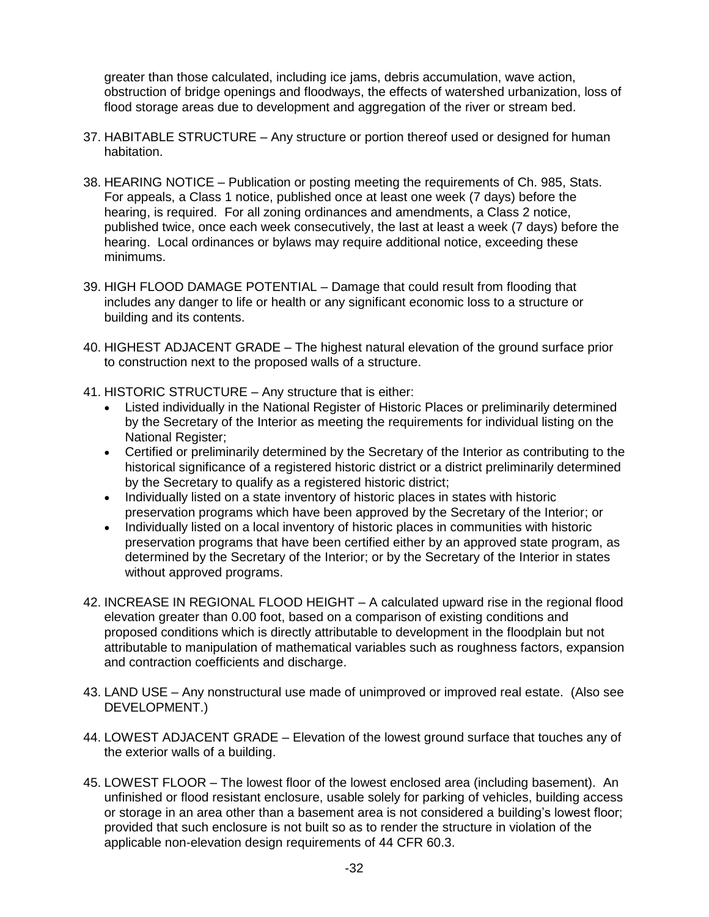greater than those calculated, including ice jams, debris accumulation, wave action, obstruction of bridge openings and floodways, the effects of watershed urbanization, loss of flood storage areas due to development and aggregation of the river or stream bed.

37. HABITABLE STRUCTURE – Any structure or portion thereof used or designed for human habitation.

38. HEARING NOTICE – Publication or posting meeting the requirements of Ch. 985, Stats. For appeals, a Class 1 notice, published once at least one week (7 days) before the hearing, is required. For all zoning ordinances and amendments, a Class 2 notice, published twice, once each week consecutively, the last at least a week (7 days) before the hearing. Local ordinances or bylaws may require additional notice, exceeding these minimums.

39. HIGH FLOOD DAMAGE POTENTIAL – Damage that could result from flooding that includes any danger to life or health or any significant economic loss to a structure or building and its contents.

40. HIGHEST ADJACENT GRADE – The highest natural elevation of the ground surface prior to construction next to the proposed walls of a structure.

41. HISTORIC STRUCTURE – Any structure that is either:
    - Listed individually in the National Register of Historic Places or preliminarily determined by the Secretary of the Interior as meeting the requirements for individual listing on the National Register;
    - Certified or preliminarily determined by the Secretary of the Interior as contributing to the historical significance of a registered historic district or a district preliminarily determined by the Secretary to qualify as a registered historic district;
    - Individually listed on a state inventory of historic places in states with historic preservation programs which have been approved by the Secretary of the Interior; or
    - Individually listed on a local inventory of historic places in communities with historic preservation programs that have been certified either by an approved state program, as determined by the Secretary of the Interior; or by the Secretary of the Interior in states without approved programs.

42. INCREASE IN REGIONAL FLOOD HEIGHT – A calculated upward rise in the regional flood elevation greater than 0.00 foot, based on a comparison of existing conditions and proposed conditions which is directly attributable to development in the floodplain but not attributable to manipulation of mathematical variables such as roughness factors, expansion and contraction coefficients and discharge.

43. LAND USE – Any nonstructural use made of unimproved or improved real estate. (Also see DEVELOPMENT.)

44. LOWEST ADJACENT GRADE – Elevation of the lowest ground surface that touches any of the exterior walls of a building.

45. LOWEST FLOOR – The lowest floor of the lowest enclosed area (including basement). An unfinished or flood resistant enclosure, usable solely for parking of vehicles, building access or storage in an area other than a basement area is not considered a building's lowest floor; provided that such enclosure is not built so as to render the structure in violation of the applicable non-elevation design requirements of 44 CFR 60.3.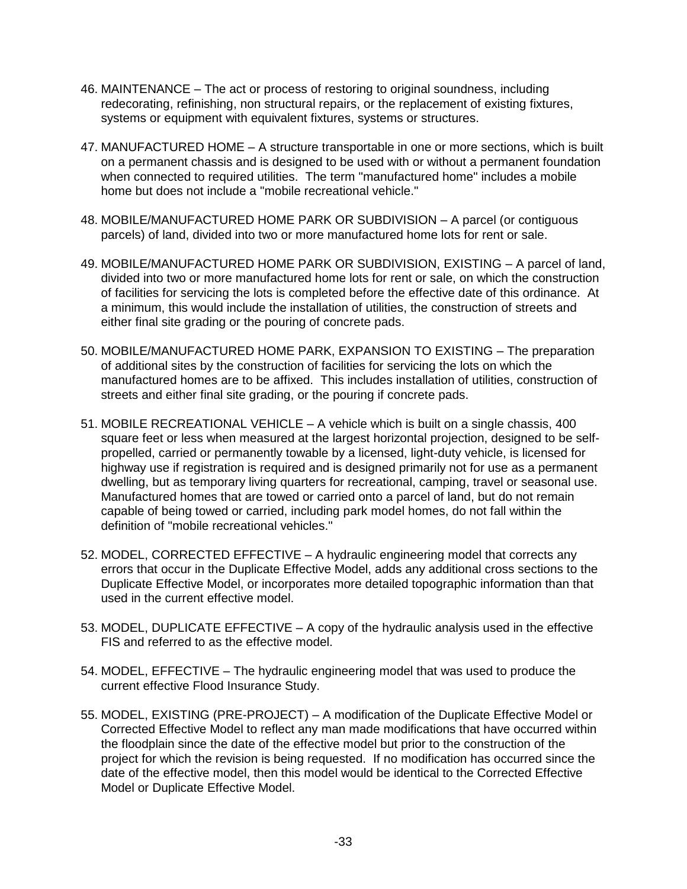46. MAINTENANCE – The act or process of restoring to original soundness, including redecorating, refinishing, non structural repairs, or the replacement of existing fixtures, systems or equipment with equivalent fixtures, systems or structures.

47. MANUFACTURED HOME – A structure transportable in one or more sections, which is built on a permanent chassis and is designed to be used with or without a permanent foundation when connected to required utilities. The term "manufactured home" includes a mobile home but does not include a "mobile recreational vehicle."

48. MOBILE/MANUFACTURED HOME PARK OR SUBDIVISION – A parcel (or contiguous parcels) of land, divided into two or more manufactured home lots for rent or sale.

49. MOBILE/MANUFACTURED HOME PARK OR SUBDIVISION, EXISTING – A parcel of land, divided into two or more manufactured home lots for rent or sale, on which the construction of facilities for servicing the lots is completed before the effective date of this ordinance. At a minimum, this would include the installation of utilities, the construction of streets and either final site grading or the pouring of concrete pads.

50. MOBILE/MANUFACTURED HOME PARK, EXPANSION TO EXISTING – The preparation of additional sites by the construction of facilities for servicing the lots on which the manufactured homes are to be affixed. This includes installation of utilities, construction of streets and either final site grading, or the pouring if concrete pads.

51. MOBILE RECREATIONAL VEHICLE – A vehicle which is built on a single chassis, 400 square feet or less when measured at the largest horizontal projection, designed to be self-propelled, carried or permanently towable by a licensed, light-duty vehicle, is licensed for highway use if registration is required and is designed primarily not for use as a permanent dwelling, but as temporary living quarters for recreational, camping, travel or seasonal use. Manufactured homes that are towed or carried onto a parcel of land, but do not remain capable of being towed or carried, including park model homes, do not fall within the definition of "mobile recreational vehicles."

52. MODEL, CORRECTED EFFECTIVE – A hydraulic engineering model that corrects any errors that occur in the Duplicate Effective Model, adds any additional cross sections to the Duplicate Effective Model, or incorporates more detailed topographic information than that used in the current effective model.

53. MODEL, DUPLICATE EFFECTIVE – A copy of the hydraulic analysis used in the effective FIS and referred to as the effective model.

54. MODEL, EFFECTIVE – The hydraulic engineering model that was used to produce the current effective Flood Insurance Study.

55. MODEL, EXISTING (PRE-PROJECT) – A modification of the Duplicate Effective Model or Corrected Effective Model to reflect any man made modifications that have occurred within the floodplain since the date of the effective model but prior to the construction of the project for which the revision is being requested. If no modification has occurred since the date of the effective model, then this model would be identical to the Corrected Effective Model or Duplicate Effective Model.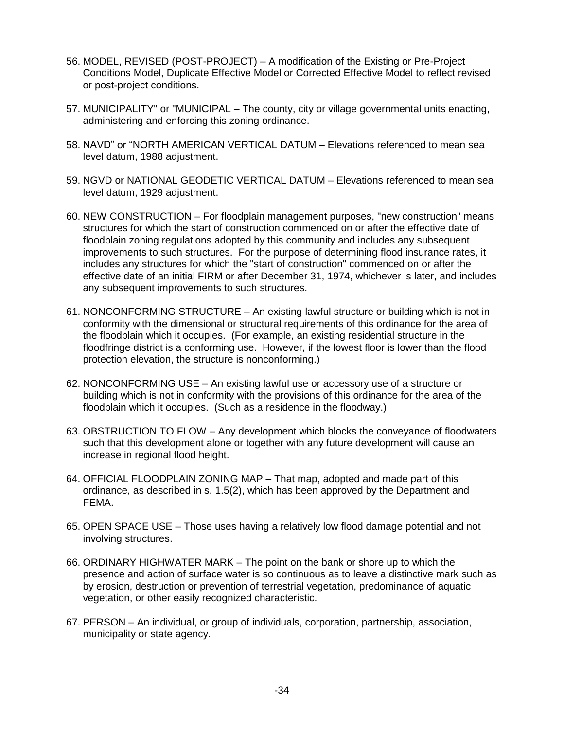56. MODEL, REVISED (POST-PROJECT) – A modification of the Existing or Pre-Project Conditions Model, Duplicate Effective Model or Corrected Effective Model to reflect revised or post-project conditions.

57. MUNICIPALITY" or "MUNICIPAL – The county, city or village governmental units enacting, administering and enforcing this zoning ordinance.

58. NAVD" or "NORTH AMERICAN VERTICAL DATUM – Elevations referenced to mean sea level datum, 1988 adjustment.

59. NGVD or NATIONAL GEODETIC VERTICAL DATUM – Elevations referenced to mean sea level datum, 1929 adjustment.

60. NEW CONSTRUCTION – For floodplain management purposes, "new construction" means structures for which the start of construction commenced on or after the effective date of floodplain zoning regulations adopted by this community and includes any subsequent improvements to such structures. For the purpose of determining flood insurance rates, it includes any structures for which the "start of construction" commenced on or after the effective date of an initial FIRM or after December 31, 1974, whichever is later, and includes any subsequent improvements to such structures.

61. NONCONFORMING STRUCTURE – An existing lawful structure or building which is not in conformity with the dimensional or structural requirements of this ordinance for the area of the floodplain which it occupies. (For example, an existing residential structure in the floodfringe district is a conforming use. However, if the lowest floor is lower than the flood protection elevation, the structure is nonconforming.)

62. NONCONFORMING USE – An existing lawful use or accessory use of a structure or building which is not in conformity with the provisions of this ordinance for the area of the floodplain which it occupies. (Such as a residence in the floodway.)

63. OBSTRUCTION TO FLOW – Any development which blocks the conveyance of floodwaters such that this development alone or together with any future development will cause an increase in regional flood height.

64. OFFICIAL FLOODPLAIN ZONING MAP – That map, adopted and made part of this ordinance, as described in s. 1.5(2), which has been approved by the Department and FEMA.

65. OPEN SPACE USE – Those uses having a relatively low flood damage potential and not involving structures.

66. ORDINARY HIGHWATER MARK – The point on the bank or shore up to which the presence and action of surface water is so continuous as to leave a distinctive mark such as by erosion, destruction or prevention of terrestrial vegetation, predominance of aquatic vegetation, or other easily recognized characteristic.

67. PERSON – An individual, or group of individuals, corporation, partnership, association, municipality or state agency.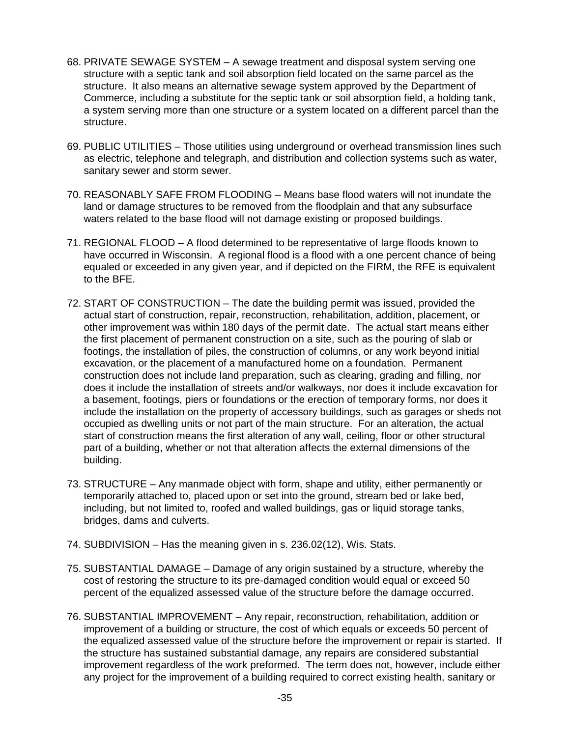68. PRIVATE SEWAGE SYSTEM – A sewage treatment and disposal system serving one structure with a septic tank and soil absorption field located on the same parcel as the structure. It also means an alternative sewage system approved by the Department of Commerce, including a substitute for the septic tank or soil absorption field, a holding tank, a system serving more than one structure or a system located on a different parcel than the structure.

69. PUBLIC UTILITIES – Those utilities using underground or overhead transmission lines such as electric, telephone and telegraph, and distribution and collection systems such as water, sanitary sewer and storm sewer.

70. REASONABLY SAFE FROM FLOODING – Means base flood waters will not inundate the land or damage structures to be removed from the floodplain and that any subsurface waters related to the base flood will not damage existing or proposed buildings.

71. REGIONAL FLOOD – A flood determined to be representative of large floods known to have occurred in Wisconsin. A regional flood is a flood with a one percent chance of being equaled or exceeded in any given year, and if depicted on the FIRM, the RFE is equivalent to the BFE.

72. START OF CONSTRUCTION – The date the building permit was issued, provided the actual start of construction, repair, reconstruction, rehabilitation, addition, placement, or other improvement was within 180 days of the permit date. The actual start means either the first placement of permanent construction on a site, such as the pouring of slab or footings, the installation of piles, the construction of columns, or any work beyond initial excavation, or the placement of a manufactured home on a foundation. Permanent construction does not include land preparation, such as clearing, grading and filling, nor does it include the installation of streets and/or walkways, nor does it include excavation for a basement, footings, piers or foundations or the erection of temporary forms, nor does it include the installation on the property of accessory buildings, such as garages or sheds not occupied as dwelling units or not part of the main structure. For an alteration, the actual start of construction means the first alteration of any wall, ceiling, floor or other structural part of a building, whether or not that alteration affects the external dimensions of the building.

73. STRUCTURE – Any manmade object with form, shape and utility, either permanently or temporarily attached to, placed upon or set into the ground, stream bed or lake bed, including, but not limited to, roofed and walled buildings, gas or liquid storage tanks, bridges, dams and culverts.

74. SUBDIVISION – Has the meaning given in s. 236.02(12), Wis. Stats.

75. SUBSTANTIAL DAMAGE – Damage of any origin sustained by a structure, whereby the cost of restoring the structure to its pre-damaged condition would equal or exceed 50 percent of the equalized assessed value of the structure before the damage occurred.

76. SUBSTANTIAL IMPROVEMENT – Any repair, reconstruction, rehabilitation, addition or improvement of a building or structure, the cost of which equals or exceeds 50 percent of the equalized assessed value of the structure before the improvement or repair is started. If the structure has sustained substantial damage, any repairs are considered substantial improvement regardless of the work preformed. The term does not, however, include either any project for the improvement of a building required to correct existing health, sanitary or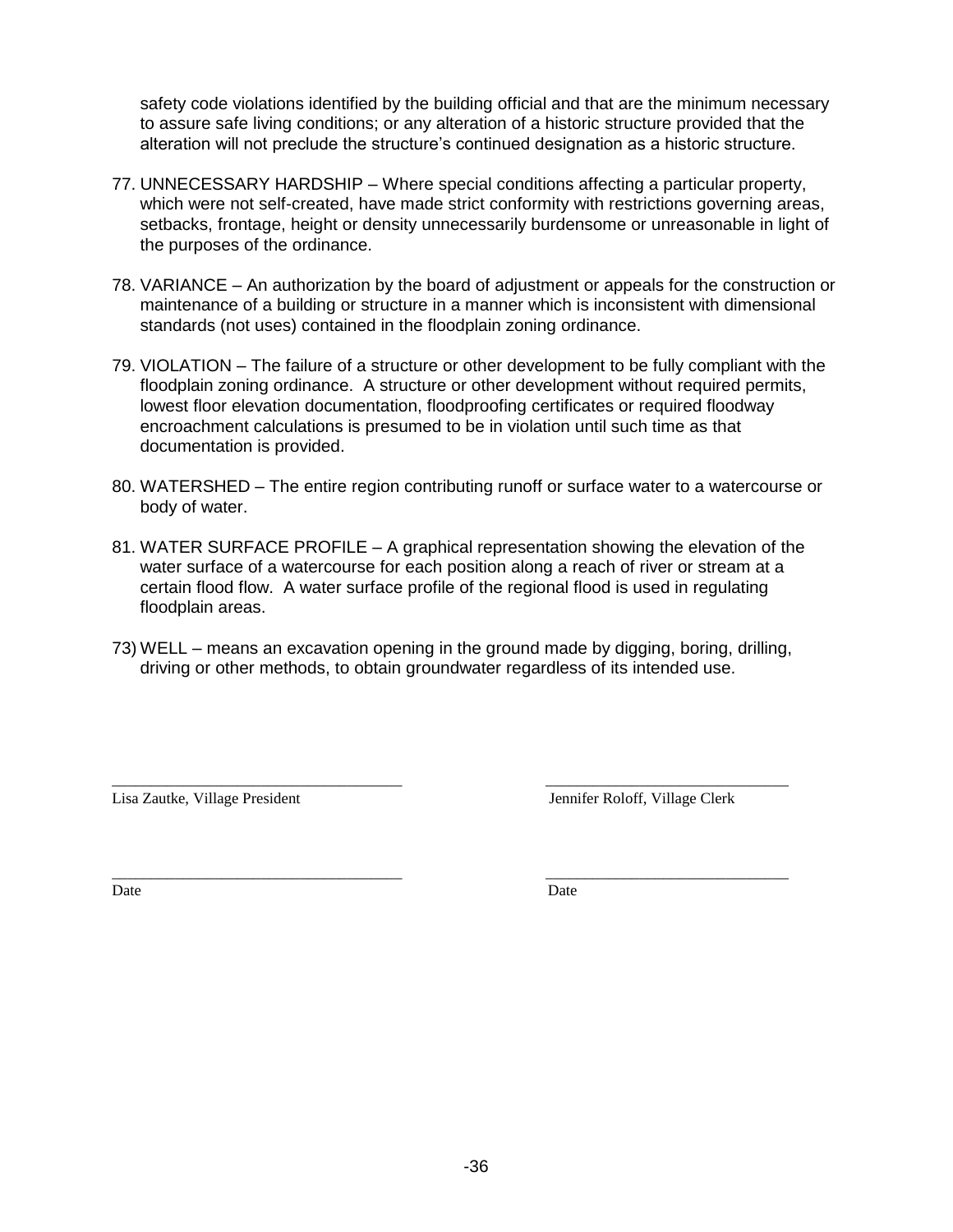safety code violations identified by the building official and that are the minimum necessary to assure safe living conditions; or any alteration of a historic structure provided that the alteration will not preclude the structure's continued designation as a historic structure.

77. UNNECESSARY HARDSHIP – Where special conditions affecting a particular property, which were not self-created, have made strict conformity with restrictions governing areas, setbacks, frontage, height or density unnecessarily burdensome or unreasonable in light of the purposes of the ordinance.

78. VARIANCE – An authorization by the board of adjustment or appeals for the construction or maintenance of a building or structure in a manner which is inconsistent with dimensional standards (not uses) contained in the floodplain zoning ordinance.

79. VIOLATION – The failure of a structure or other development to be fully compliant with the floodplain zoning ordinance. A structure or other development without required permits, lowest floor elevation documentation, floodproofing certificates or required floodway encroachment calculations is presumed to be in violation until such time as that documentation is provided.

80. WATERSHED – The entire region contributing runoff or surface water to a watercourse or body of water.

81. WATER SURFACE PROFILE – A graphical representation showing the elevation of the water surface of a watercourse for each position along a reach of river or stream at a certain flood flow. A water surface profile of the regional flood is used in regulating floodplain areas.

73) WELL – means an excavation opening in the ground made by digging, boring, drilling, driving or other methods, to obtain groundwater regardless of its intended use.

\_\_\_\_\_\_\_\_\_\_\_\_\_\_\_\_\_\_\_\_\_\_\_\_\_\_\_\_\_\_\_\_\_\_\_\_
Lisa Zautke, Village President

\_\_\_\_\_\_\_\_\_\_\_\_\_\_\_\_\_\_\_\_\_\_\_\_\_\_\_\_\_\_\_\_\_\_\_\_
Jennifer Roloff, Village Clerk

\_\_\_\_\_\_\_\_\_\_\_\_\_\_\_\_\_\_\_\_\_\_\_\_\_\_\_\_\_\_\_\_\_\_\_\_
Date

\_\_\_\_\_\_\_\_\_\_\_\_\_\_\_\_\_\_\_\_\_\_\_\_\_\_\_\_\_\_\_\_\_\_\_\_
Date